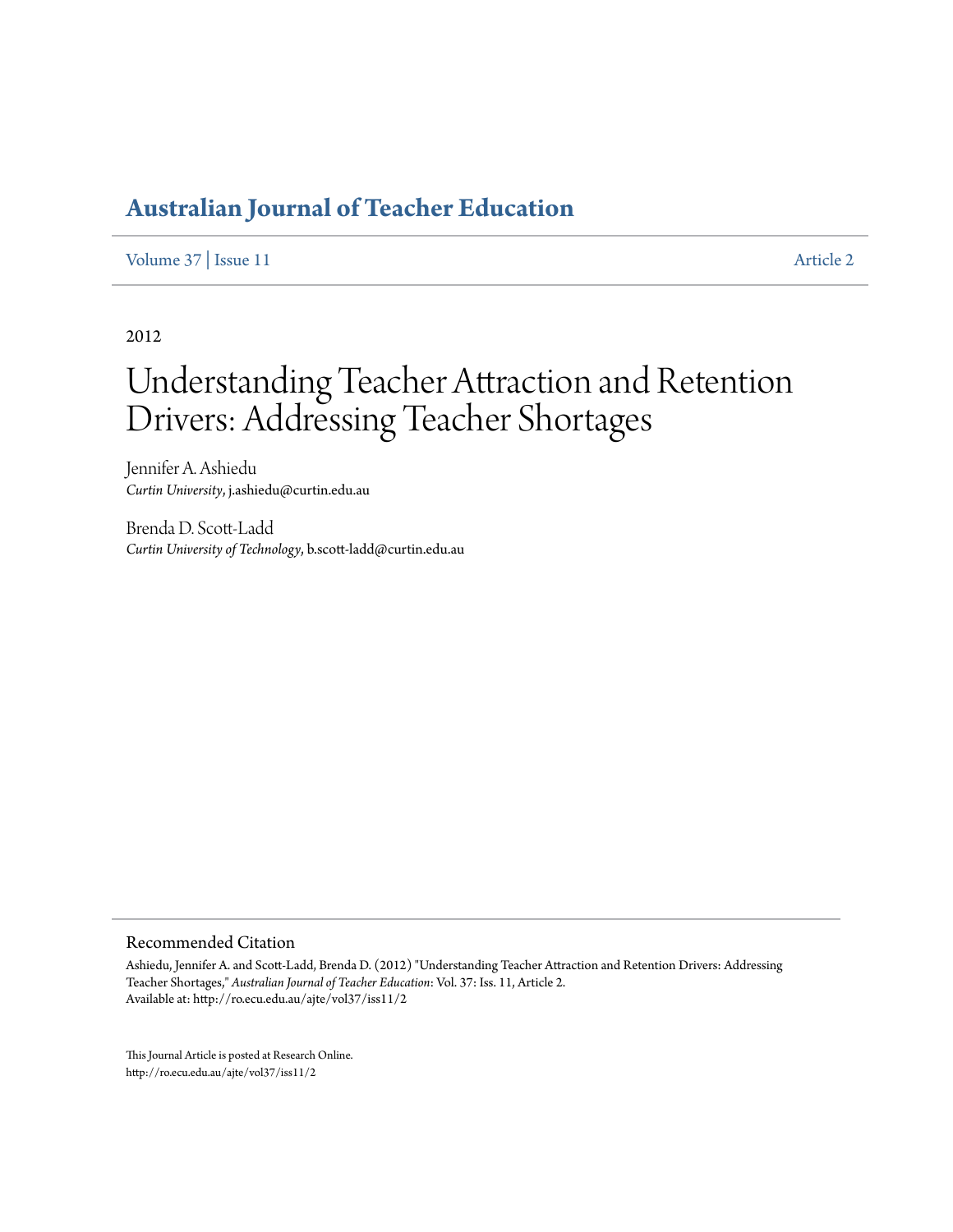# Australian Journal of Teacher Education

Volume 37 | Issue 11 Article 2

2012

# Understanding Teacher Attraction and Retention Drivers: Addressing Teacher Shortages

Jennifer A. Ashiedu
*Curtin University*, j.ashiedu@curtin.edu.au

Brenda D. Scott-Ladd
*Curtin University of Technology*, b.scott-ladd@curtin.edu.au

## Recommended Citation

Ashiedu, Jennifer A. and Scott-Ladd, Brenda D. (2012) "Understanding Teacher Attraction and Retention Drivers: Addressing Teacher Shortages," *Australian Journal of Teacher Education*: Vol. 37: Iss. 11, Article 2.
Available at: http://ro.ecu.edu.au/ajte/vol37/iss11/2

This Journal Article is posted at Research Online.
http://ro.ecu.edu.au/ajte/vol37/iss11/2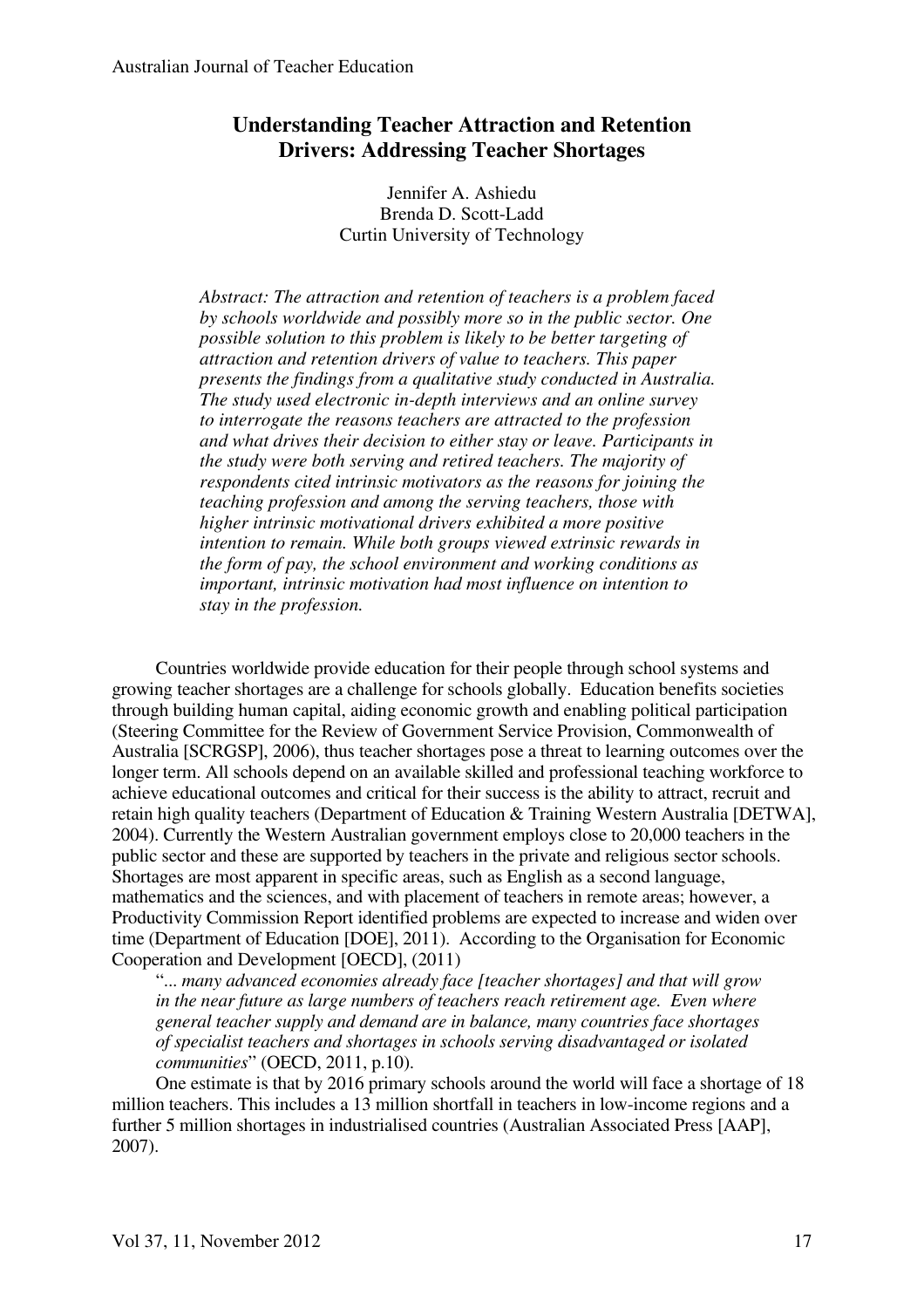# Understanding Teacher Attraction and Retention Drivers: Addressing Teacher Shortages

Jennifer A. Ashiedu
Brenda D. Scott-Ladd
Curtin University of Technology

*Abstract: The attraction and retention of teachers is a problem faced by schools worldwide and possibly more so in the public sector. One possible solution to this problem is likely to be better targeting of attraction and retention drivers of value to teachers. This paper presents the findings from a qualitative study conducted in Australia. The study used electronic in-depth interviews and an online survey to interrogate the reasons teachers are attracted to the profession and what drives their decision to either stay or leave. Participants in the study were both serving and retired teachers. The majority of respondents cited intrinsic motivators as the reasons for joining the teaching profession and among the serving teachers, those with higher intrinsic motivational drivers exhibited a more positive intention to remain. While both groups viewed extrinsic rewards in the form of pay, the school environment and working conditions as important, intrinsic motivation had most influence on intention to stay in the profession.*

Countries worldwide provide education for their people through school systems and growing teacher shortages are a challenge for schools globally. Education benefits societies through building human capital, aiding economic growth and enabling political participation (Steering Committee for the Review of Government Service Provision, Commonwealth of Australia [SCRGSP], 2006), thus teacher shortages pose a threat to learning outcomes over the longer term. All schools depend on an available skilled and professional teaching workforce to achieve educational outcomes and critical for their success is the ability to attract, recruit and retain high quality teachers (Department of Education & Training Western Australia [DETWA], 2004). Currently the Western Australian government employs close to 20,000 teachers in the public sector and these are supported by teachers in the private and religious sector schools. Shortages are most apparent in specific areas, such as English as a second language, mathematics and the sciences, and with placement of teachers in remote areas; however, a Productivity Commission Report identified problems are expected to increase and widen over time (Department of Education [DOE], 2011). According to the Organisation for Economic Cooperation and Development [OECD], (2011)

> "*... many advanced economies already face [teacher shortages] and that will grow in the near future as large numbers of teachers reach retirement age. Even where general teacher supply and demand are in balance, many countries face shortages of specialist teachers and shortages in schools serving disadvantaged or isolated communities*" (OECD, 2011, p.10).

One estimate is that by 2016 primary schools around the world will face a shortage of 18 million teachers. This includes a 13 million shortfall in teachers in low-income regions and a further 5 million shortages in industrialised countries (Australian Associated Press [AAP], 2007).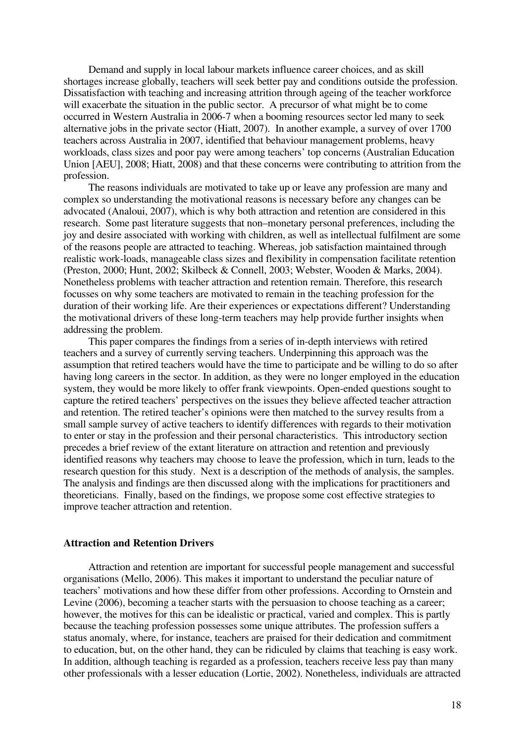Demand and supply in local labour markets influence career choices, and as skill shortages increase globally, teachers will seek better pay and conditions outside the profession. Dissatisfaction with teaching and increasing attrition through ageing of the teacher workforce will exacerbate the situation in the public sector. A precursor of what might be to come occurred in Western Australia in 2006-7 when a booming resources sector led many to seek alternative jobs in the private sector (Hiatt, 2007). In another example, a survey of over 1700 teachers across Australia in 2007, identified that behaviour management problems, heavy workloads, class sizes and poor pay were among teachers' top concerns (Australian Education Union [AEU], 2008; Hiatt, 2008) and that these concerns were contributing to attrition from the profession.

The reasons individuals are motivated to take up or leave any profession are many and complex so understanding the motivational reasons is necessary before any changes can be advocated (Analoui, 2007), which is why both attraction and retention are considered in this research. Some past literature suggests that non–monetary personal preferences, including the joy and desire associated with working with children, as well as intellectual fulfilment are some of the reasons people are attracted to teaching. Whereas, job satisfaction maintained through realistic work-loads, manageable class sizes and flexibility in compensation facilitate retention (Preston, 2000; Hunt, 2002; Skilbeck & Connell, 2003; Webster, Wooden & Marks, 2004). Nonetheless problems with teacher attraction and retention remain. Therefore, this research focusses on why some teachers are motivated to remain in the teaching profession for the duration of their working life. Are their experiences or expectations different? Understanding the motivational drivers of these long-term teachers may help provide further insights when addressing the problem.

This paper compares the findings from a series of in-depth interviews with retired teachers and a survey of currently serving teachers. Underpinning this approach was the assumption that retired teachers would have the time to participate and be willing to do so after having long careers in the sector. In addition, as they were no longer employed in the education system, they would be more likely to offer frank viewpoints. Open-ended questions sought to capture the retired teachers' perspectives on the issues they believe affected teacher attraction and retention. The retired teacher's opinions were then matched to the survey results from a small sample survey of active teachers to identify differences with regards to their motivation to enter or stay in the profession and their personal characteristics. This introductory section precedes a brief review of the extant literature on attraction and retention and previously identified reasons why teachers may choose to leave the profession, which in turn, leads to the research question for this study. Next is a description of the methods of analysis, the samples. The analysis and findings are then discussed along with the implications for practitioners and theoreticians. Finally, based on the findings, we propose some cost effective strategies to improve teacher attraction and retention.

## Attraction and Retention Drivers

Attraction and retention are important for successful people management and successful organisations (Mello, 2006). This makes it important to understand the peculiar nature of teachers' motivations and how these differ from other professions. According to Ornstein and Levine (2006), becoming a teacher starts with the persuasion to choose teaching as a career; however, the motives for this can be idealistic or practical, varied and complex. This is partly because the teaching profession possesses some unique attributes. The profession suffers a status anomaly, where, for instance, teachers are praised for their dedication and commitment to education, but, on the other hand, they can be ridiculed by claims that teaching is easy work. In addition, although teaching is regarded as a profession, teachers receive less pay than many other professionals with a lesser education (Lortie, 2002). Nonetheless, individuals are attracted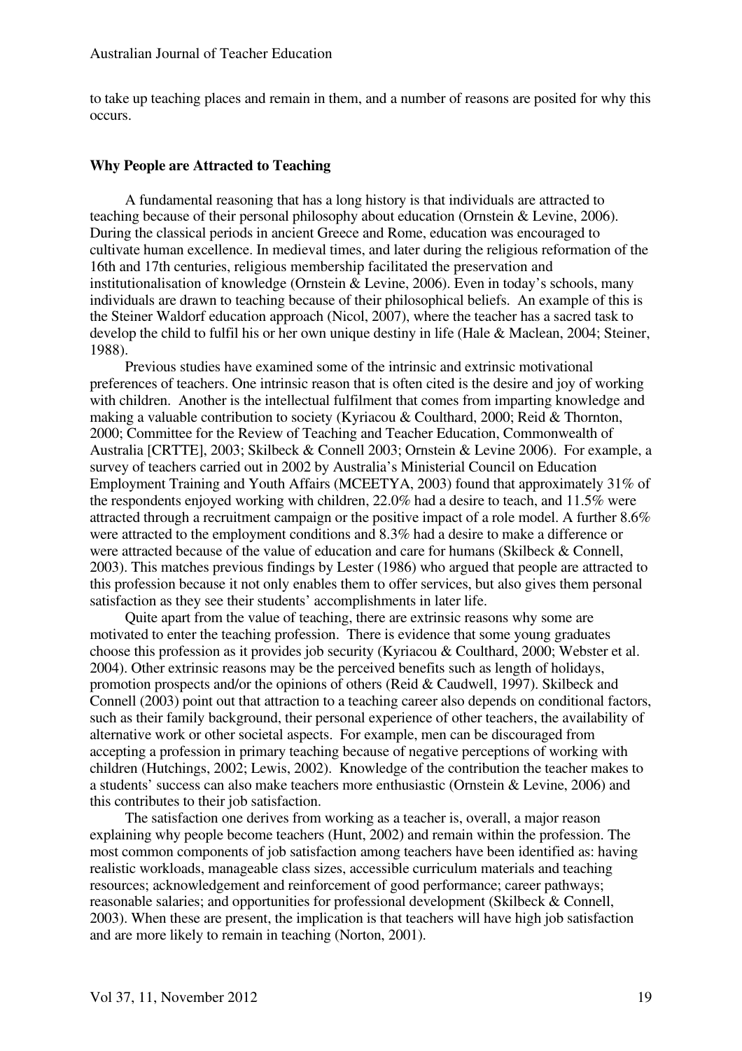to take up teaching places and remain in them, and a number of reasons are posited for why this occurs.

### Why People are Attracted to Teaching

A fundamental reasoning that has a long history is that individuals are attracted to teaching because of their personal philosophy about education (Ornstein & Levine, 2006). During the classical periods in ancient Greece and Rome, education was encouraged to cultivate human excellence. In medieval times, and later during the religious reformation of the 16th and 17th centuries, religious membership facilitated the preservation and institutionalisation of knowledge (Ornstein & Levine, 2006). Even in today's schools, many individuals are drawn to teaching because of their philosophical beliefs. An example of this is the Steiner Waldorf education approach (Nicol, 2007), where the teacher has a sacred task to develop the child to fulfil his or her own unique destiny in life (Hale & Maclean, 2004; Steiner, 1988).

Previous studies have examined some of the intrinsic and extrinsic motivational preferences of teachers. One intrinsic reason that is often cited is the desire and joy of working with children. Another is the intellectual fulfilment that comes from imparting knowledge and making a valuable contribution to society (Kyriacou & Coulthard, 2000; Reid & Thornton, 2000; Committee for the Review of Teaching and Teacher Education, Commonwealth of Australia [CRTTE], 2003; Skilbeck & Connell 2003; Ornstein & Levine 2006). For example, a survey of teachers carried out in 2002 by Australia's Ministerial Council on Education Employment Training and Youth Affairs (MCEETYA, 2003) found that approximately 31% of the respondents enjoyed working with children, 22.0% had a desire to teach, and 11.5% were attracted through a recruitment campaign or the positive impact of a role model. A further 8.6% were attracted to the employment conditions and 8.3% had a desire to make a difference or were attracted because of the value of education and care for humans (Skilbeck & Connell, 2003). This matches previous findings by Lester (1986) who argued that people are attracted to this profession because it not only enables them to offer services, but also gives them personal satisfaction as they see their students' accomplishments in later life.

Quite apart from the value of teaching, there are extrinsic reasons why some are motivated to enter the teaching profession. There is evidence that some young graduates choose this profession as it provides job security (Kyriacou & Coulthard, 2000; Webster et al. 2004). Other extrinsic reasons may be the perceived benefits such as length of holidays, promotion prospects and/or the opinions of others (Reid & Caudwell, 1997). Skilbeck and Connell (2003) point out that attraction to a teaching career also depends on conditional factors, such as their family background, their personal experience of other teachers, the availability of alternative work or other societal aspects. For example, men can be discouraged from accepting a profession in primary teaching because of negative perceptions of working with children (Hutchings, 2002; Lewis, 2002). Knowledge of the contribution the teacher makes to a students' success can also make teachers more enthusiastic (Ornstein & Levine, 2006) and this contributes to their job satisfaction.

The satisfaction one derives from working as a teacher is, overall, a major reason explaining why people become teachers (Hunt, 2002) and remain within the profession. The most common components of job satisfaction among teachers have been identified as: having realistic workloads, manageable class sizes, accessible curriculum materials and teaching resources; acknowledgement and reinforcement of good performance; career pathways; reasonable salaries; and opportunities for professional development (Skilbeck & Connell, 2003). When these are present, the implication is that teachers will have high job satisfaction and are more likely to remain in teaching (Norton, 2001).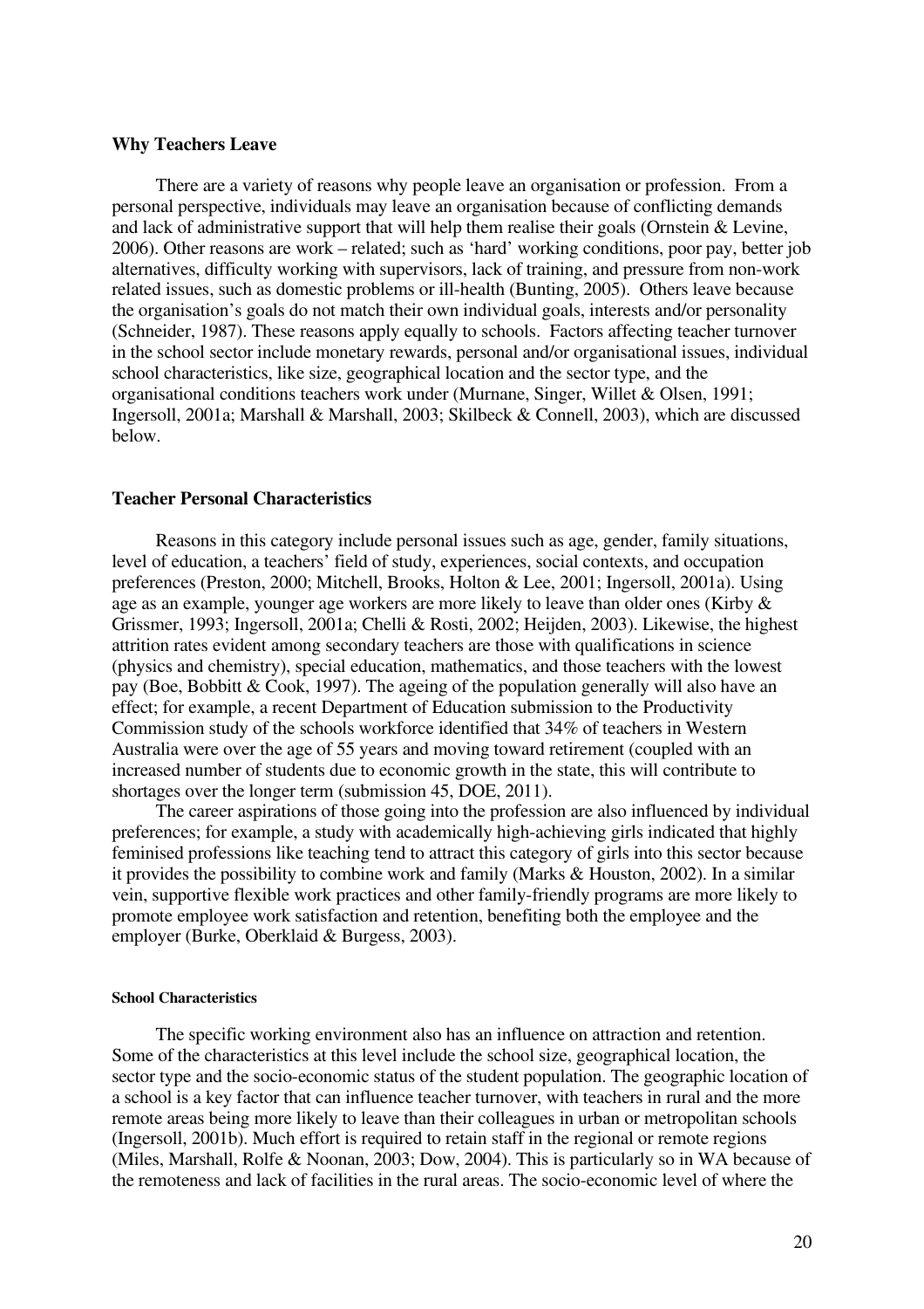## Why Teachers Leave

There are a variety of reasons why people leave an organisation or profession. From a personal perspective, individuals may leave an organisation because of conflicting demands and lack of administrative support that will help them realise their goals (Ornstein & Levine, 2006). Other reasons are work – related; such as 'hard' working conditions, poor pay, better job alternatives, difficulty working with supervisors, lack of training, and pressure from non-work related issues, such as domestic problems or ill-health (Bunting, 2005). Others leave because the organisation's goals do not match their own individual goals, interests and/or personality (Schneider, 1987). These reasons apply equally to schools. Factors affecting teacher turnover in the school sector include monetary rewards, personal and/or organisational issues, individual school characteristics, like size, geographical location and the sector type, and the organisational conditions teachers work under (Murnane, Singer, Willet & Olsen, 1991; Ingersoll, 2001a; Marshall & Marshall, 2003; Skilbeck & Connell, 2003), which are discussed below.

## Teacher Personal Characteristics

Reasons in this category include personal issues such as age, gender, family situations, level of education, a teachers' field of study, experiences, social contexts, and occupation preferences (Preston, 2000; Mitchell, Brooks, Holton & Lee, 2001; Ingersoll, 2001a). Using age as an example, younger age workers are more likely to leave than older ones (Kirby & Grissmer, 1993; Ingersoll, 2001a; Chelli & Rosti, 2002; Heijden, 2003). Likewise, the highest attrition rates evident among secondary teachers are those with qualifications in science (physics and chemistry), special education, mathematics, and those teachers with the lowest pay (Boe, Bobbitt & Cook, 1997). The ageing of the population generally will also have an effect; for example, a recent Department of Education submission to the Productivity Commission study of the schools workforce identified that 34% of teachers in Western Australia were over the age of 55 years and moving toward retirement (coupled with an increased number of students due to economic growth in the state, this will contribute to shortages over the longer term (submission 45, DOE, 2011).

The career aspirations of those going into the profession are also influenced by individual preferences; for example, a study with academically high-achieving girls indicated that highly feminised professions like teaching tend to attract this category of girls into this sector because it provides the possibility to combine work and family (Marks & Houston, 2002). In a similar vein, supportive flexible work practices and other family-friendly programs are more likely to promote employee work satisfaction and retention, benefiting both the employee and the employer (Burke, Oberklaid & Burgess, 2003).

#### School Characteristics

The specific working environment also has an influence on attraction and retention. Some of the characteristics at this level include the school size, geographical location, the sector type and the socio-economic status of the student population. The geographic location of a school is a key factor that can influence teacher turnover, with teachers in rural and the more remote areas being more likely to leave than their colleagues in urban or metropolitan schools (Ingersoll, 2001b). Much effort is required to retain staff in the regional or remote regions (Miles, Marshall, Rolfe & Noonan, 2003; Dow, 2004). This is particularly so in WA because of the remoteness and lack of facilities in the rural areas. The socio-economic level of where the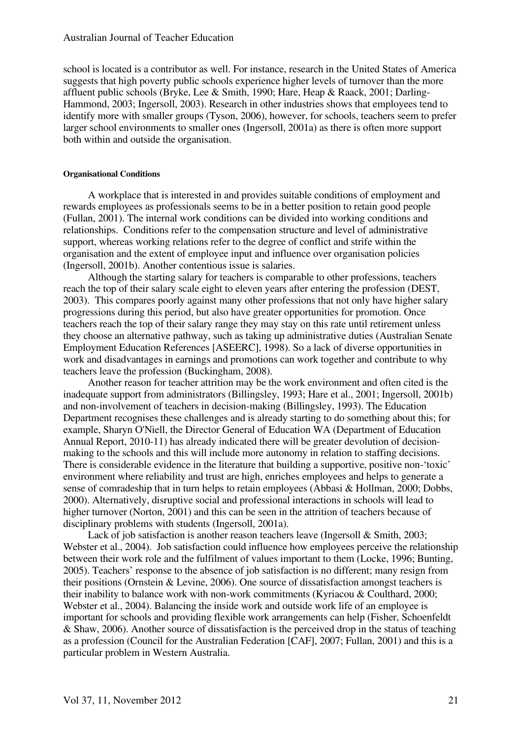school is located is a contributor as well. For instance, research in the United States of America suggests that high poverty public schools experience higher levels of turnover than the more affluent public schools (Bryke, Lee & Smith, 1990; Hare, Heap & Raack, 2001; Darling-Hammond, 2003; Ingersoll, 2003). Research in other industries shows that employees tend to identify more with smaller groups (Tyson, 2006), however, for schools, teachers seem to prefer larger school environments to smaller ones (Ingersoll, 2001a) as there is often more support both within and outside the organisation.

#### Organisational Conditions

A workplace that is interested in and provides suitable conditions of employment and rewards employees as professionals seems to be in a better position to retain good people (Fullan, 2001). The internal work conditions can be divided into working conditions and relationships. Conditions refer to the compensation structure and level of administrative support, whereas working relations refer to the degree of conflict and strife within the organisation and the extent of employee input and influence over organisation policies (Ingersoll, 2001b). Another contentious issue is salaries.

Although the starting salary for teachers is comparable to other professions, teachers reach the top of their salary scale eight to eleven years after entering the profession (DEST, 2003). This compares poorly against many other professions that not only have higher salary progressions during this period, but also have greater opportunities for promotion. Once teachers reach the top of their salary range they may stay on this rate until retirement unless they choose an alternative pathway, such as taking up administrative duties (Australian Senate Employment Education References [ASEERC], 1998). So a lack of diverse opportunities in work and disadvantages in earnings and promotions can work together and contribute to why teachers leave the profession (Buckingham, 2008).

Another reason for teacher attrition may be the work environment and often cited is the inadequate support from administrators (Billingsley, 1993; Hare et al., 2001; Ingersoll, 2001b) and non-involvement of teachers in decision-making (Billingsley, 1993). The Education Department recognises these challenges and is already starting to do something about this; for example, Sharyn O'Niell, the Director General of Education WA (Department of Education Annual Report, 2010-11) has already indicated there will be greater devolution of decision-making to the schools and this will include more autonomy in relation to staffing decisions. There is considerable evidence in the literature that building a supportive, positive non-'toxic' environment where reliability and trust are high, enriches employees and helps to generate a sense of comradeship that in turn helps to retain employees (Abbasi & Hollman, 2000; Dobbs, 2000). Alternatively, disruptive social and professional interactions in schools will lead to higher turnover (Norton, 2001) and this can be seen in the attrition of teachers because of disciplinary problems with students (Ingersoll, 2001a).

Lack of job satisfaction is another reason teachers leave (Ingersoll & Smith, 2003; Webster et al., 2004). Job satisfaction could influence how employees perceive the relationship between their work role and the fulfilment of values important to them (Locke, 1996; Bunting, 2005). Teachers' response to the absence of job satisfaction is no different; many resign from their positions (Ornstein & Levine, 2006). One source of dissatisfaction amongst teachers is their inability to balance work with non-work commitments (Kyriacou & Coulthard, 2000; Webster et al., 2004). Balancing the inside work and outside work life of an employee is important for schools and providing flexible work arrangements can help (Fisher, Schoenfeldt & Shaw, 2006). Another source of dissatisfaction is the perceived drop in the status of teaching as a profession (Council for the Australian Federation [CAF], 2007; Fullan, 2001) and this is a particular problem in Western Australia.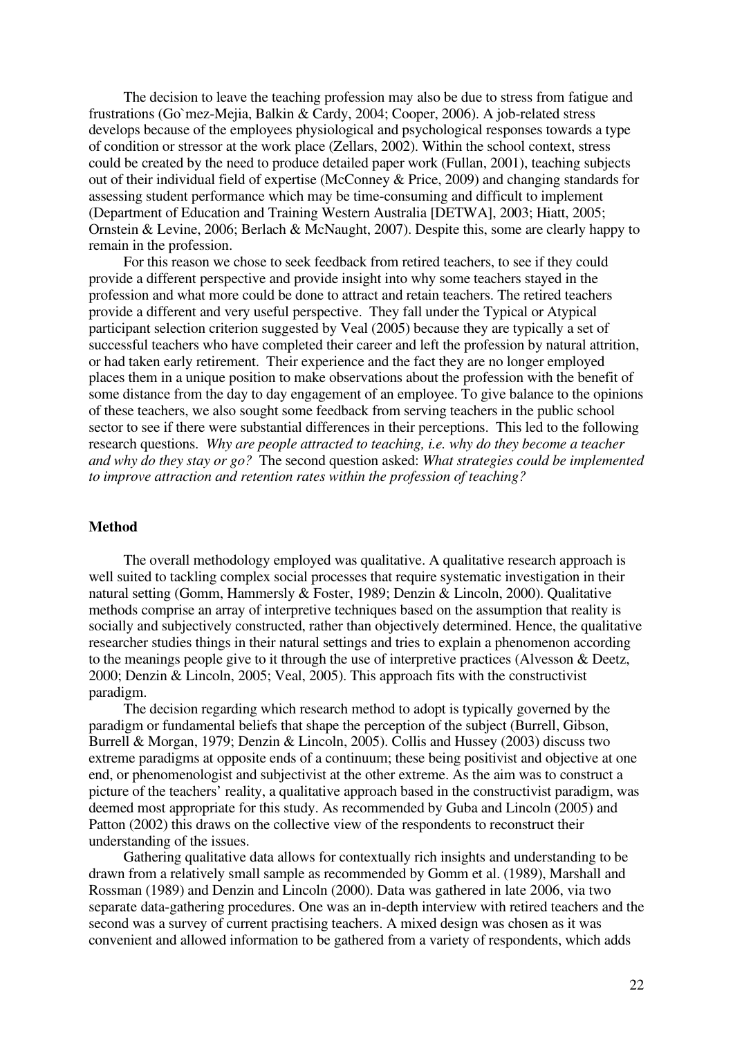The decision to leave the teaching profession may also be due to stress from fatigue and frustrations (Go`mez-Mejia, Balkin & Cardy, 2004; Cooper, 2006). A job-related stress develops because of the employees physiological and psychological responses towards a type of condition or stressor at the work place (Zellars, 2002). Within the school context, stress could be created by the need to produce detailed paper work (Fullan, 2001), teaching subjects out of their individual field of expertise (McConney & Price, 2009) and changing standards for assessing student performance which may be time-consuming and difficult to implement (Department of Education and Training Western Australia [DETWA], 2003; Hiatt, 2005; Ornstein & Levine, 2006; Berlach & McNaught, 2007). Despite this, some are clearly happy to remain in the profession.

For this reason we chose to seek feedback from retired teachers, to see if they could provide a different perspective and provide insight into why some teachers stayed in the profession and what more could be done to attract and retain teachers. The retired teachers provide a different and very useful perspective. They fall under the Typical or Atypical participant selection criterion suggested by Veal (2005) because they are typically a set of successful teachers who have completed their career and left the profession by natural attrition, or had taken early retirement. Their experience and the fact they are no longer employed places them in a unique position to make observations about the profession with the benefit of some distance from the day to day engagement of an employee. To give balance to the opinions of these teachers, we also sought some feedback from serving teachers in the public school sector to see if there were substantial differences in their perceptions. This led to the following research questions. *Why are people attracted to teaching, i.e. why do they become a teacher and why do they stay or go?* The second question asked: *What strategies could be implemented to improve attraction and retention rates within the profession of teaching?*

## Method

The overall methodology employed was qualitative. A qualitative research approach is well suited to tackling complex social processes that require systematic investigation in their natural setting (Gomm, Hammersly & Foster, 1989; Denzin & Lincoln, 2000). Qualitative methods comprise an array of interpretive techniques based on the assumption that reality is socially and subjectively constructed, rather than objectively determined. Hence, the qualitative researcher studies things in their natural settings and tries to explain a phenomenon according to the meanings people give to it through the use of interpretive practices (Alvesson & Deetz, 2000; Denzin & Lincoln, 2005; Veal, 2005). This approach fits with the constructivist paradigm.

The decision regarding which research method to adopt is typically governed by the paradigm or fundamental beliefs that shape the perception of the subject (Burrell, Gibson, Burrell & Morgan, 1979; Denzin & Lincoln, 2005). Collis and Hussey (2003) discuss two extreme paradigms at opposite ends of a continuum; these being positivist and objective at one end, or phenomenologist and subjectivist at the other extreme. As the aim was to construct a picture of the teachers' reality, a qualitative approach based in the constructivist paradigm, was deemed most appropriate for this study. As recommended by Guba and Lincoln (2005) and Patton (2002) this draws on the collective view of the respondents to reconstruct their understanding of the issues.

Gathering qualitative data allows for contextually rich insights and understanding to be drawn from a relatively small sample as recommended by Gomm et al. (1989), Marshall and Rossman (1989) and Denzin and Lincoln (2000). Data was gathered in late 2006, via two separate data-gathering procedures. One was an in-depth interview with retired teachers and the second was a survey of current practising teachers. A mixed design was chosen as it was convenient and allowed information to be gathered from a variety of respondents, which adds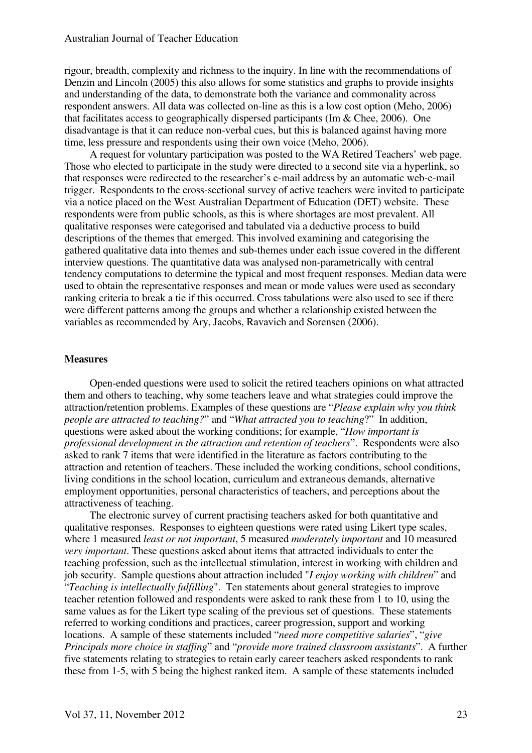rigour, breadth, complexity and richness to the inquiry. In line with the recommendations of Denzin and Lincoln (2005) this also allows for some statistics and graphs to provide insights and understanding of the data, to demonstrate both the variance and commonality across respondent answers. All data was collected on-line as this is a low cost option (Meho, 2006) that facilitates access to geographically dispersed participants (Im & Chee, 2006). One disadvantage is that it can reduce non-verbal cues, but this is balanced against having more time, less pressure and respondents using their own voice (Meho, 2006).

A request for voluntary participation was posted to the WA Retired Teachers' web page. Those who elected to participate in the study were directed to a second site via a hyperlink, so that responses were redirected to the researcher's e-mail address by an automatic web-e-mail trigger. Respondents to the cross-sectional survey of active teachers were invited to participate via a notice placed on the West Australian Department of Education (DET) website. These respondents were from public schools, as this is where shortages are most prevalent. All qualitative responses were categorised and tabulated via a deductive process to build descriptions of the themes that emerged. This involved examining and categorising the gathered qualitative data into themes and sub-themes under each issue covered in the different interview questions. The quantitative data was analysed non-parametrically with central tendency computations to determine the typical and most frequent responses. Median data were used to obtain the representative responses and mean or mode values were used as secondary ranking criteria to break a tie if this occurred. Cross tabulations were also used to see if there were different patterns among the groups and whether a relationship existed between the variables as recommended by Ary, Jacobs, Ravavich and Sorensen (2006).

## Measures

Open-ended questions were used to solicit the retired teachers opinions on what attracted them and others to teaching, why some teachers leave and what strategies could improve the attraction/retention problems. Examples of these questions are "*Please explain why you think people are attracted to teaching?*" and "*What attracted you to teaching*?" In addition, questions were asked about the working conditions; for example, "*How important is professional development in the attraction and retention of teachers*". Respondents were also asked to rank 7 items that were identified in the literature as factors contributing to the attraction and retention of teachers. These included the working conditions, school conditions, living conditions in the school location, curriculum and extraneous demands, alternative employment opportunities, personal characteristics of teachers, and perceptions about the attractiveness of teaching.

The electronic survey of current practising teachers asked for both quantitative and qualitative responses. Responses to eighteen questions were rated using Likert type scales, where 1 measured *least or not important*, 5 measured *moderately important* and 10 measured *very important*. These questions asked about items that attracted individuals to enter the teaching profession, such as the intellectual stimulation, interest in working with children and job security. Sample questions about attraction included "*I enjoy working with children*" and "*Teaching is intellectually fulfilling*". Ten statements about general strategies to improve teacher retention followed and respondents were asked to rank these from 1 to 10, using the same values as for the Likert type scaling of the previous set of questions. These statements referred to working conditions and practices, career progression, support and working locations. A sample of these statements included "*need more competitive salaries*", "*give Principals more choice in staffing*" and "*provide more trained classroom assistants*". A further five statements relating to strategies to retain early career teachers asked respondents to rank these from 1-5, with 5 being the highest ranked item. A sample of these statements included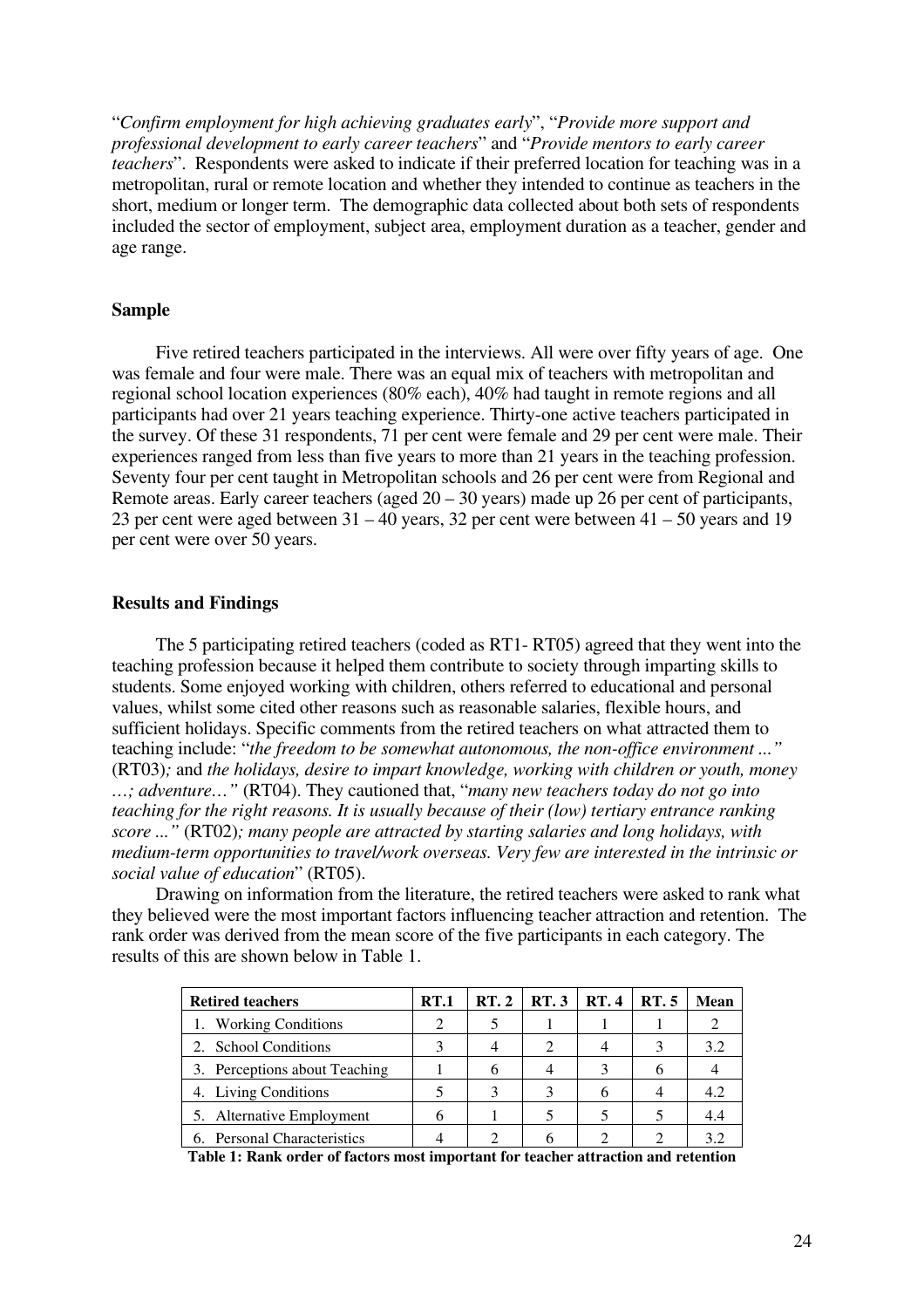"*Confirm employment for high achieving graduates early*", "*Provide more support and professional development to early career teachers*" and "*Provide mentors to early career teachers*". Respondents were asked to indicate if their preferred location for teaching was in a metropolitan, rural or remote location and whether they intended to continue as teachers in the short, medium or longer term. The demographic data collected about both sets of respondents included the sector of employment, subject area, employment duration as a teacher, gender and age range.

### Sample

Five retired teachers participated in the interviews. All were over fifty years of age. One was female and four were male. There was an equal mix of teachers with metropolitan and regional school location experiences (80% each), 40% had taught in remote regions and all participants had over 21 years teaching experience. Thirty-one active teachers participated in the survey. Of these 31 respondents, 71 per cent were female and 29 per cent were male. Their experiences ranged from less than five years to more than 21 years in the teaching profession. Seventy four per cent taught in Metropolitan schools and 26 per cent were from Regional and Remote areas. Early career teachers (aged 20 – 30 years) made up 26 per cent of participants, 23 per cent were aged between 31 – 40 years, 32 per cent were between 41 – 50 years and 19 per cent were over 50 years.

### Results and Findings

The 5 participating retired teachers (coded as RT1- RT05) agreed that they went into the teaching profession because it helped them contribute to society through imparting skills to students. Some enjoyed working with children, others referred to educational and personal values, whilst some cited other reasons such as reasonable salaries, flexible hours, and sufficient holidays. Specific comments from the retired teachers on what attracted them to teaching include: "*the freedom to be somewhat autonomous, the non-office environment ..."* (RT03)*;* and *the holidays, desire to impart knowledge, working with children or youth, money …; adventure…"* (RT04). They cautioned that, "*many new teachers today do not go into teaching for the right reasons. It is usually because of their (low) tertiary entrance ranking score ..."* (RT02)*; many people are attracted by starting salaries and long holidays, with medium-term opportunities to travel/work overseas. Very few are interested in the intrinsic or social value of education*" (RT05).

Drawing on information from the literature, the retired teachers were asked to rank what they believed were the most important factors influencing teacher attraction and retention. The rank order was derived from the mean score of the five participants in each category. The results of this are shown below in Table 1.

| Retired teachers | RT.1 | RT. 2 | RT. 3 | RT. 4 | RT. 5 | Mean |
|---|---|---|---|---|---|---|
| 1. Working Conditions | 2 | 5 | 1 | 1 | 1 | 2 |
| 2. School Conditions | 3 | 4 | 2 | 4 | 3 | 3.2 |
| 3. Perceptions about Teaching | 1 | 6 | 4 | 3 | 6 | 4 |
| 4. Living Conditions | 5 | 3 | 3 | 6 | 4 | 4.2 |
| 5. Alternative Employment | 6 | 1 | 5 | 5 | 5 | 4.4 |
| 6. Personal Characteristics | 4 | 2 | 6 | 2 | 2 | 3.2 |

**Table 1: Rank order of factors most important for teacher attraction and retention**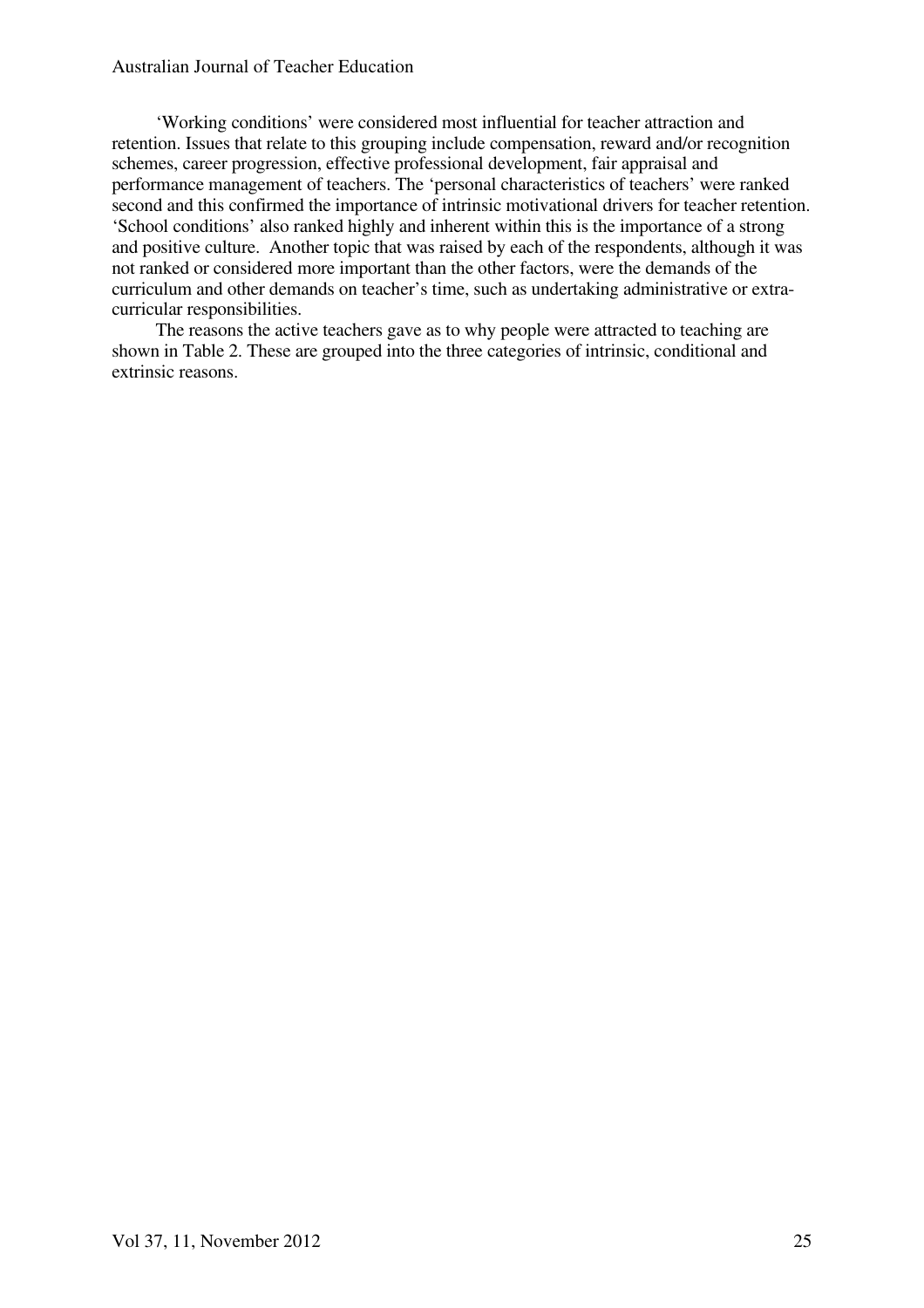'Working conditions' were considered most influential for teacher attraction and retention. Issues that relate to this grouping include compensation, reward and/or recognition schemes, career progression, effective professional development, fair appraisal and performance management of teachers. The 'personal characteristics of teachers' were ranked second and this confirmed the importance of intrinsic motivational drivers for teacher retention. 'School conditions' also ranked highly and inherent within this is the importance of a strong and positive culture. Another topic that was raised by each of the respondents, although it was not ranked or considered more important than the other factors, were the demands of the curriculum and other demands on teacher's time, such as undertaking administrative or extra-curricular responsibilities.

The reasons the active teachers gave as to why people were attracted to teaching are shown in Table 2. These are grouped into the three categories of intrinsic, conditional and extrinsic reasons.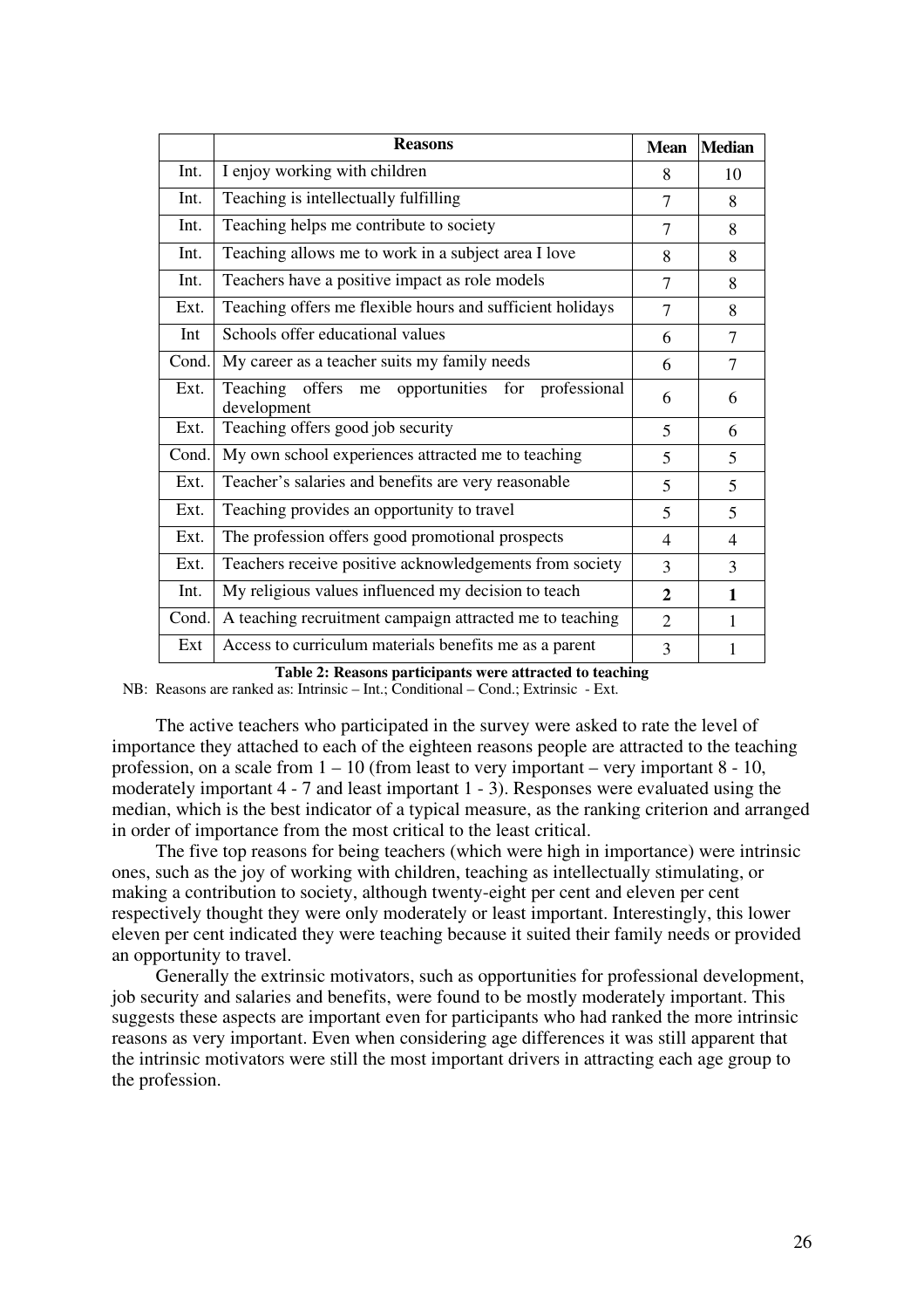| | Reasons | Mean | Median |
|---|---|---|---|
| Int. | I enjoy working with children | 8 | 10 |
| Int. | Teaching is intellectually fulfilling | 7 | 8 |
| Int. | Teaching helps me contribute to society | 7 | 8 |
| Int. | Teaching allows me to work in a subject area I love | 8 | 8 |
| Int. | Teachers have a positive impact as role models | 7 | 8 |
| Ext. | Teaching offers me flexible hours and sufficient holidays | 7 | 8 |
| Int | Schools offer educational values | 6 | 7 |
| Cond. | My career as a teacher suits my family needs | 6 | 7 |
| Ext. | Teaching offers me opportunities for professional development | 6 | 6 |
| Ext. | Teaching offers good job security | 5 | 6 |
| Cond. | My own school experiences attracted me to teaching | 5 | 5 |
| Ext. | Teacher's salaries and benefits are very reasonable | 5 | 5 |
| Ext. | Teaching provides an opportunity to travel | 5 | 5 |
| Ext. | The profession offers good promotional prospects | 4 | 4 |
| Ext. | Teachers receive positive acknowledgements from society | 3 | 3 |
| Int. | My religious values influenced my decision to teach | **2** | **1** |
| Cond. | A teaching recruitment campaign attracted me to teaching | 2 | 1 |
| Ext | Access to curriculum materials benefits me as a parent | 3 | 1 |

**Table 2: Reasons participants were attracted to teaching**

NB: Reasons are ranked as: Intrinsic – Int.; Conditional – Cond.; Extrinsic - Ext.

The active teachers who participated in the survey were asked to rate the level of importance they attached to each of the eighteen reasons people are attracted to the teaching profession, on a scale from 1 – 10 (from least to very important – very important 8 - 10, moderately important 4 - 7 and least important 1 - 3). Responses were evaluated using the median, which is the best indicator of a typical measure, as the ranking criterion and arranged in order of importance from the most critical to the least critical.

The five top reasons for being teachers (which were high in importance) were intrinsic ones, such as the joy of working with children, teaching as intellectually stimulating, or making a contribution to society, although twenty-eight per cent and eleven per cent respectively thought they were only moderately or least important. Interestingly, this lower eleven per cent indicated they were teaching because it suited their family needs or provided an opportunity to travel.

Generally the extrinsic motivators, such as opportunities for professional development, job security and salaries and benefits, were found to be mostly moderately important. This suggests these aspects are important even for participants who had ranked the more intrinsic reasons as very important. Even when considering age differences it was still apparent that the intrinsic motivators were still the most important drivers in attracting each age group to the profession.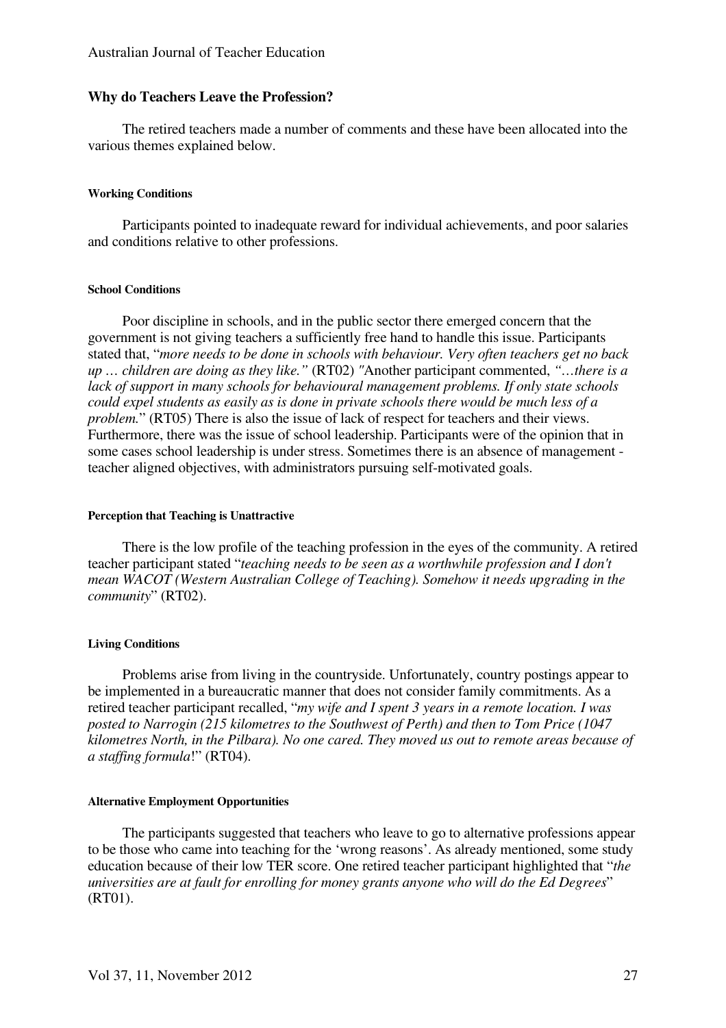## Why do Teachers Leave the Profession?

The retired teachers made a number of comments and these have been allocated into the various themes explained below.

#### Working Conditions

Participants pointed to inadequate reward for individual achievements, and poor salaries and conditions relative to other professions.

#### School Conditions

Poor discipline in schools, and in the public sector there emerged concern that the government is not giving teachers a sufficiently free hand to handle this issue. Participants stated that, "*more needs to be done in schools with behaviour. Very often teachers get no back up … children are doing as they like.*" (RT02) "Another participant commented, *"…there is a lack of support in many schools for behavioural management problems. If only state schools could expel students as easily as is done in private schools there would be much less of a problem.*" (RT05) There is also the issue of lack of respect for teachers and their views. Furthermore, there was the issue of school leadership. Participants were of the opinion that in some cases school leadership is under stress. Sometimes there is an absence of management - teacher aligned objectives, with administrators pursuing self-motivated goals.

#### Perception that Teaching is Unattractive

There is the low profile of the teaching profession in the eyes of the community. A retired teacher participant stated "*teaching needs to be seen as a worthwhile profession and I don't mean WACOT (Western Australian College of Teaching). Somehow it needs upgrading in the community*" (RT02).

#### Living Conditions

Problems arise from living in the countryside. Unfortunately, country postings appear to be implemented in a bureaucratic manner that does not consider family commitments. As a retired teacher participant recalled, "*my wife and I spent 3 years in a remote location. I was posted to Narrogin (215 kilometres to the Southwest of Perth) and then to Tom Price (1047 kilometres North, in the Pilbara). No one cared. They moved us out to remote areas because of a staffing formula*!" (RT04).

#### Alternative Employment Opportunities

The participants suggested that teachers who leave to go to alternative professions appear to be those who came into teaching for the 'wrong reasons'. As already mentioned, some study education because of their low TER score. One retired teacher participant highlighted that "*the universities are at fault for enrolling for money grants anyone who will do the Ed Degrees*" (RT01).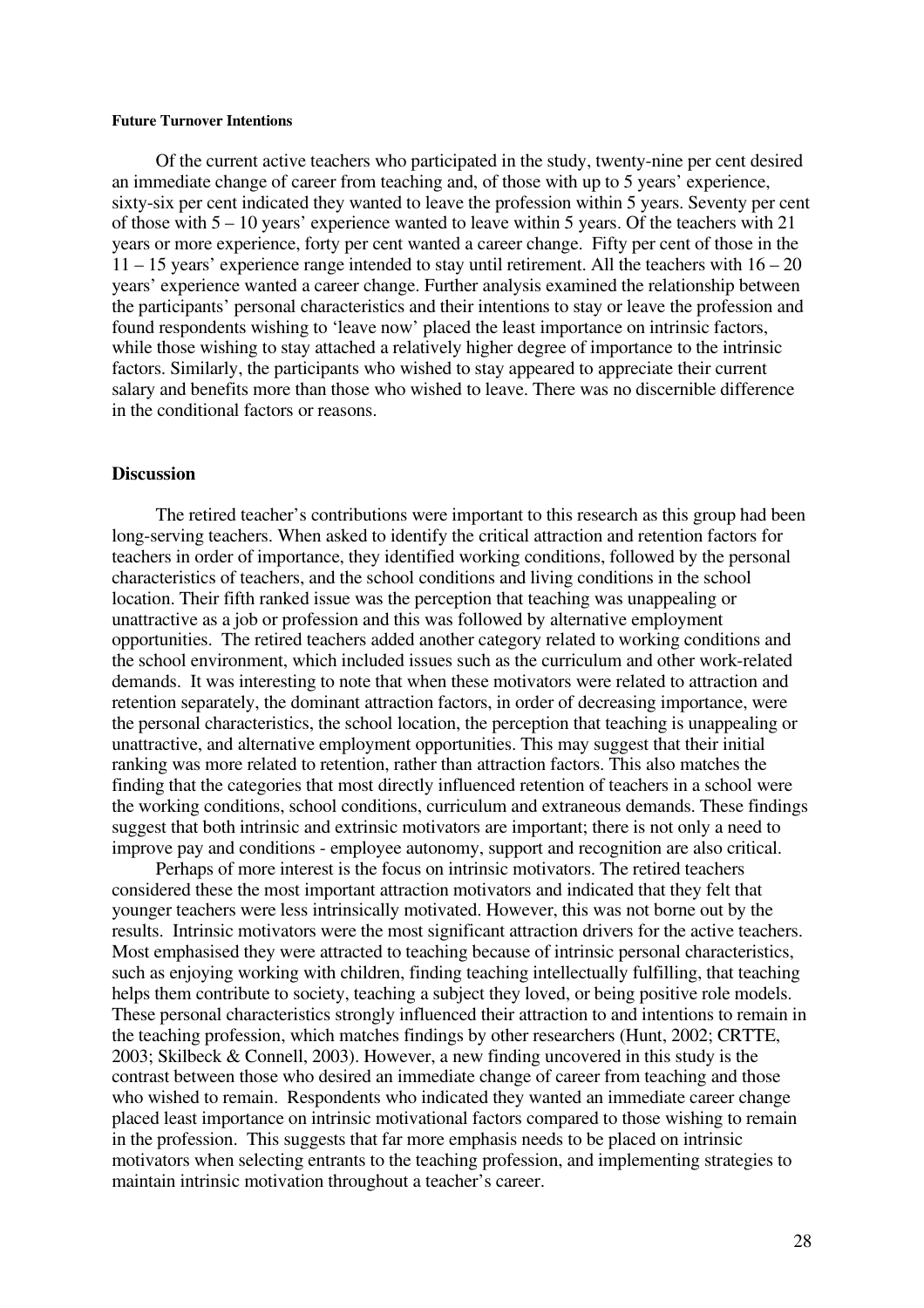**Future Turnover Intentions**

Of the current active teachers who participated in the study, twenty-nine per cent desired an immediate change of career from teaching and, of those with up to 5 years' experience, sixty-six per cent indicated they wanted to leave the profession within 5 years. Seventy per cent of those with 5 – 10 years' experience wanted to leave within 5 years. Of the teachers with 21 years or more experience, forty per cent wanted a career change. Fifty per cent of those in the 11 – 15 years' experience range intended to stay until retirement. All the teachers with 16 – 20 years' experience wanted a career change. Further analysis examined the relationship between the participants' personal characteristics and their intentions to stay or leave the profession and found respondents wishing to 'leave now' placed the least importance on intrinsic factors, while those wishing to stay attached a relatively higher degree of importance to the intrinsic factors. Similarly, the participants who wished to stay appeared to appreciate their current salary and benefits more than those who wished to leave. There was no discernible difference in the conditional factors or reasons.

## Discussion

The retired teacher's contributions were important to this research as this group had been long-serving teachers. When asked to identify the critical attraction and retention factors for teachers in order of importance, they identified working conditions, followed by the personal characteristics of teachers, and the school conditions and living conditions in the school location. Their fifth ranked issue was the perception that teaching was unappealing or unattractive as a job or profession and this was followed by alternative employment opportunities. The retired teachers added another category related to working conditions and the school environment, which included issues such as the curriculum and other work-related demands. It was interesting to note that when these motivators were related to attraction and retention separately, the dominant attraction factors, in order of decreasing importance, were the personal characteristics, the school location, the perception that teaching is unappealing or unattractive, and alternative employment opportunities. This may suggest that their initial ranking was more related to retention, rather than attraction factors. This also matches the finding that the categories that most directly influenced retention of teachers in a school were the working conditions, school conditions, curriculum and extraneous demands. These findings suggest that both intrinsic and extrinsic motivators are important; there is not only a need to improve pay and conditions - employee autonomy, support and recognition are also critical.

Perhaps of more interest is the focus on intrinsic motivators. The retired teachers considered these the most important attraction motivators and indicated that they felt that younger teachers were less intrinsically motivated. However, this was not borne out by the results. Intrinsic motivators were the most significant attraction drivers for the active teachers. Most emphasised they were attracted to teaching because of intrinsic personal characteristics, such as enjoying working with children, finding teaching intellectually fulfilling, that teaching helps them contribute to society, teaching a subject they loved, or being positive role models. These personal characteristics strongly influenced their attraction to and intentions to remain in the teaching profession, which matches findings by other researchers (Hunt, 2002; CRTTE, 2003; Skilbeck & Connell, 2003). However, a new finding uncovered in this study is the contrast between those who desired an immediate change of career from teaching and those who wished to remain. Respondents who indicated they wanted an immediate career change placed least importance on intrinsic motivational factors compared to those wishing to remain in the profession. This suggests that far more emphasis needs to be placed on intrinsic motivators when selecting entrants to the teaching profession, and implementing strategies to maintain intrinsic motivation throughout a teacher's career.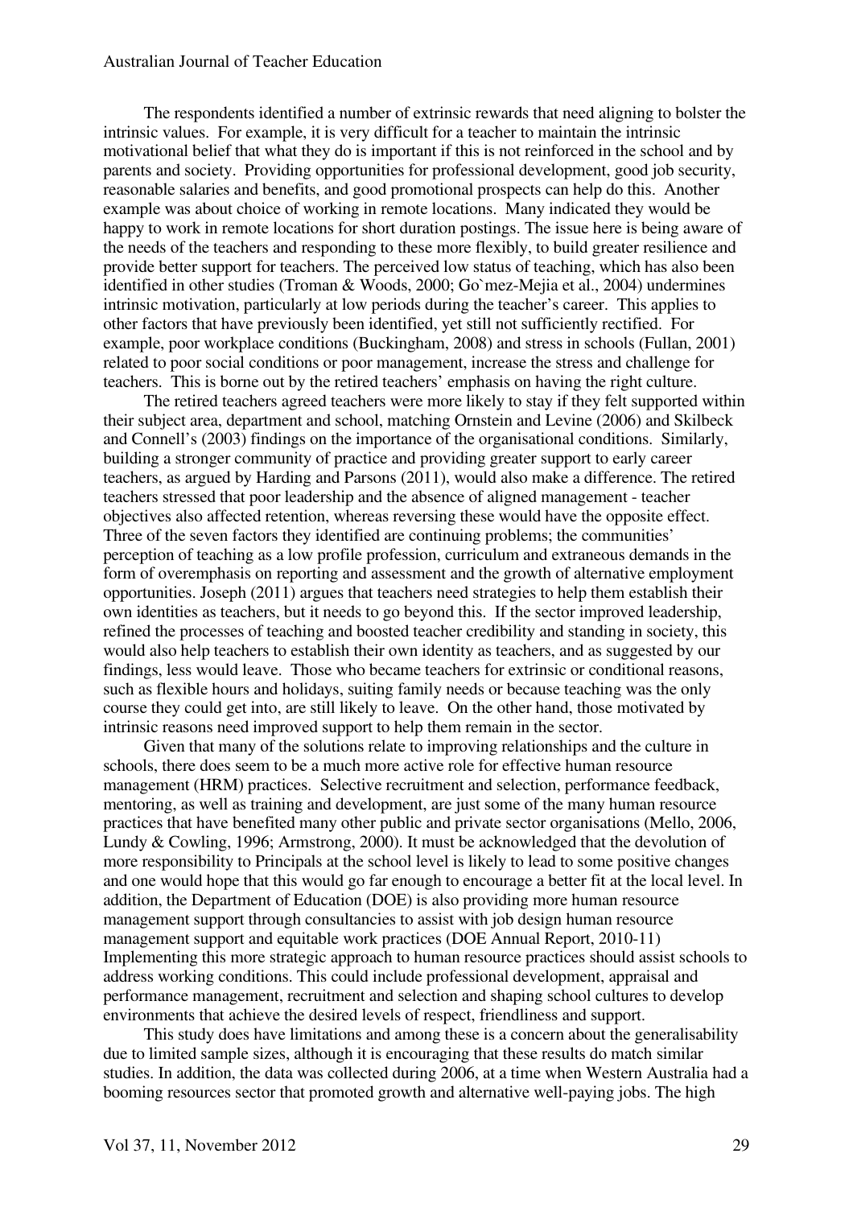The respondents identified a number of extrinsic rewards that need aligning to bolster the intrinsic values. For example, it is very difficult for a teacher to maintain the intrinsic motivational belief that what they do is important if this is not reinforced in the school and by parents and society. Providing opportunities for professional development, good job security, reasonable salaries and benefits, and good promotional prospects can help do this. Another example was about choice of working in remote locations. Many indicated they would be happy to work in remote locations for short duration postings. The issue here is being aware of the needs of the teachers and responding to these more flexibly, to build greater resilience and provide better support for teachers. The perceived low status of teaching, which has also been identified in other studies (Troman & Woods, 2000; Go`mez-Mejia et al., 2004) undermines intrinsic motivation, particularly at low periods during the teacher's career. This applies to other factors that have previously been identified, yet still not sufficiently rectified. For example, poor workplace conditions (Buckingham, 2008) and stress in schools (Fullan, 2001) related to poor social conditions or poor management, increase the stress and challenge for teachers. This is borne out by the retired teachers' emphasis on having the right culture.

The retired teachers agreed teachers were more likely to stay if they felt supported within their subject area, department and school, matching Ornstein and Levine (2006) and Skilbeck and Connell's (2003) findings on the importance of the organisational conditions. Similarly, building a stronger community of practice and providing greater support to early career teachers, as argued by Harding and Parsons (2011), would also make a difference. The retired teachers stressed that poor leadership and the absence of aligned management - teacher objectives also affected retention, whereas reversing these would have the opposite effect. Three of the seven factors they identified are continuing problems; the communities' perception of teaching as a low profile profession, curriculum and extraneous demands in the form of overemphasis on reporting and assessment and the growth of alternative employment opportunities. Joseph (2011) argues that teachers need strategies to help them establish their own identities as teachers, but it needs to go beyond this. If the sector improved leadership, refined the processes of teaching and boosted teacher credibility and standing in society, this would also help teachers to establish their own identity as teachers, and as suggested by our findings, less would leave. Those who became teachers for extrinsic or conditional reasons, such as flexible hours and holidays, suiting family needs or because teaching was the only course they could get into, are still likely to leave. On the other hand, those motivated by intrinsic reasons need improved support to help them remain in the sector.

Given that many of the solutions relate to improving relationships and the culture in schools, there does seem to be a much more active role for effective human resource management (HRM) practices. Selective recruitment and selection, performance feedback, mentoring, as well as training and development, are just some of the many human resource practices that have benefited many other public and private sector organisations (Mello, 2006, Lundy & Cowling, 1996; Armstrong, 2000). It must be acknowledged that the devolution of more responsibility to Principals at the school level is likely to lead to some positive changes and one would hope that this would go far enough to encourage a better fit at the local level. In addition, the Department of Education (DOE) is also providing more human resource management support through consultancies to assist with job design human resource management support and equitable work practices (DOE Annual Report, 2010-11) Implementing this more strategic approach to human resource practices should assist schools to address working conditions. This could include professional development, appraisal and performance management, recruitment and selection and shaping school cultures to develop environments that achieve the desired levels of respect, friendliness and support.

This study does have limitations and among these is a concern about the generalisability due to limited sample sizes, although it is encouraging that these results do match similar studies. In addition, the data was collected during 2006, at a time when Western Australia had a booming resources sector that promoted growth and alternative well-paying jobs. The high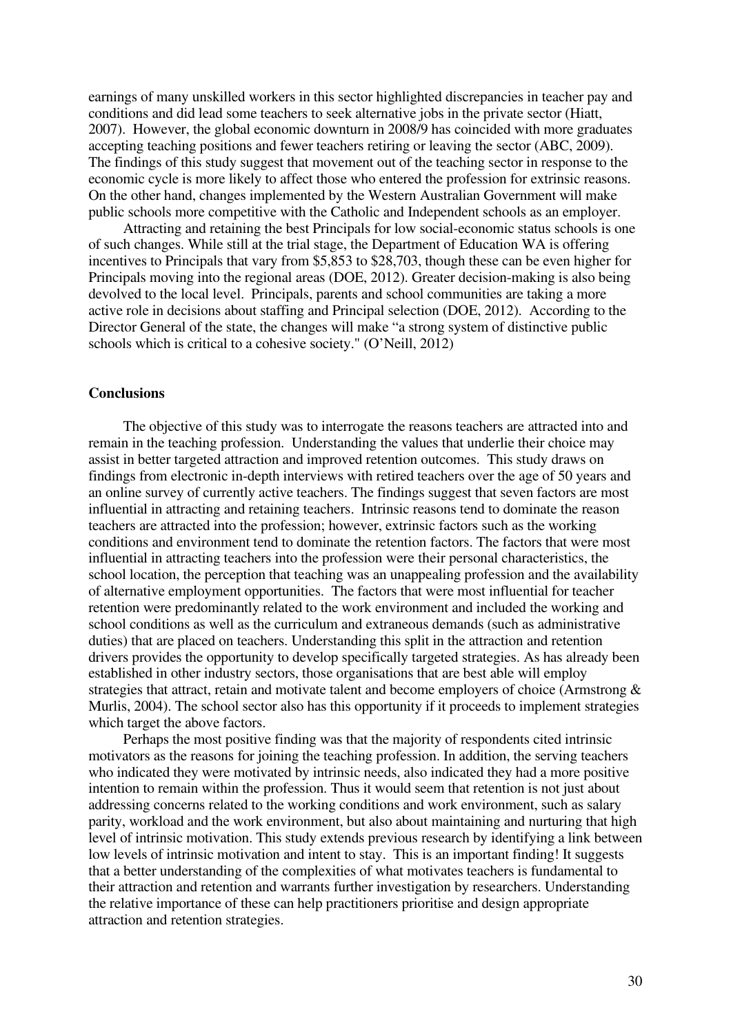earnings of many unskilled workers in this sector highlighted discrepancies in teacher pay and conditions and did lead some teachers to seek alternative jobs in the private sector (Hiatt, 2007). However, the global economic downturn in 2008/9 has coincided with more graduates accepting teaching positions and fewer teachers retiring or leaving the sector (ABC, 2009). The findings of this study suggest that movement out of the teaching sector in response to the economic cycle is more likely to affect those who entered the profession for extrinsic reasons. On the other hand, changes implemented by the Western Australian Government will make public schools more competitive with the Catholic and Independent schools as an employer.

Attracting and retaining the best Principals for low social-economic status schools is one of such changes. While still at the trial stage, the Department of Education WA is offering incentives to Principals that vary from $5,853 to $28,703, though these can be even higher for Principals moving into the regional areas (DOE, 2012). Greater decision-making is also being devolved to the local level. Principals, parents and school communities are taking a more active role in decisions about staffing and Principal selection (DOE, 2012). According to the Director General of the state, the changes will make "a strong system of distinctive public schools which is critical to a cohesive society." (O'Neill, 2012)

## Conclusions

The objective of this study was to interrogate the reasons teachers are attracted into and remain in the teaching profession. Understanding the values that underlie their choice may assist in better targeted attraction and improved retention outcomes. This study draws on findings from electronic in-depth interviews with retired teachers over the age of 50 years and an online survey of currently active teachers. The findings suggest that seven factors are most influential in attracting and retaining teachers. Intrinsic reasons tend to dominate the reason teachers are attracted into the profession; however, extrinsic factors such as the working conditions and environment tend to dominate the retention factors. The factors that were most influential in attracting teachers into the profession were their personal characteristics, the school location, the perception that teaching was an unappealing profession and the availability of alternative employment opportunities. The factors that were most influential for teacher retention were predominantly related to the work environment and included the working and school conditions as well as the curriculum and extraneous demands (such as administrative duties) that are placed on teachers. Understanding this split in the attraction and retention drivers provides the opportunity to develop specifically targeted strategies. As has already been established in other industry sectors, those organisations that are best able will employ strategies that attract, retain and motivate talent and become employers of choice (Armstrong & Murlis, 2004). The school sector also has this opportunity if it proceeds to implement strategies which target the above factors.

Perhaps the most positive finding was that the majority of respondents cited intrinsic motivators as the reasons for joining the teaching profession. In addition, the serving teachers who indicated they were motivated by intrinsic needs, also indicated they had a more positive intention to remain within the profession. Thus it would seem that retention is not just about addressing concerns related to the working conditions and work environment, such as salary parity, workload and the work environment, but also about maintaining and nurturing that high level of intrinsic motivation. This study extends previous research by identifying a link between low levels of intrinsic motivation and intent to stay. This is an important finding! It suggests that a better understanding of the complexities of what motivates teachers is fundamental to their attraction and retention and warrants further investigation by researchers. Understanding the relative importance of these can help practitioners prioritise and design appropriate attraction and retention strategies.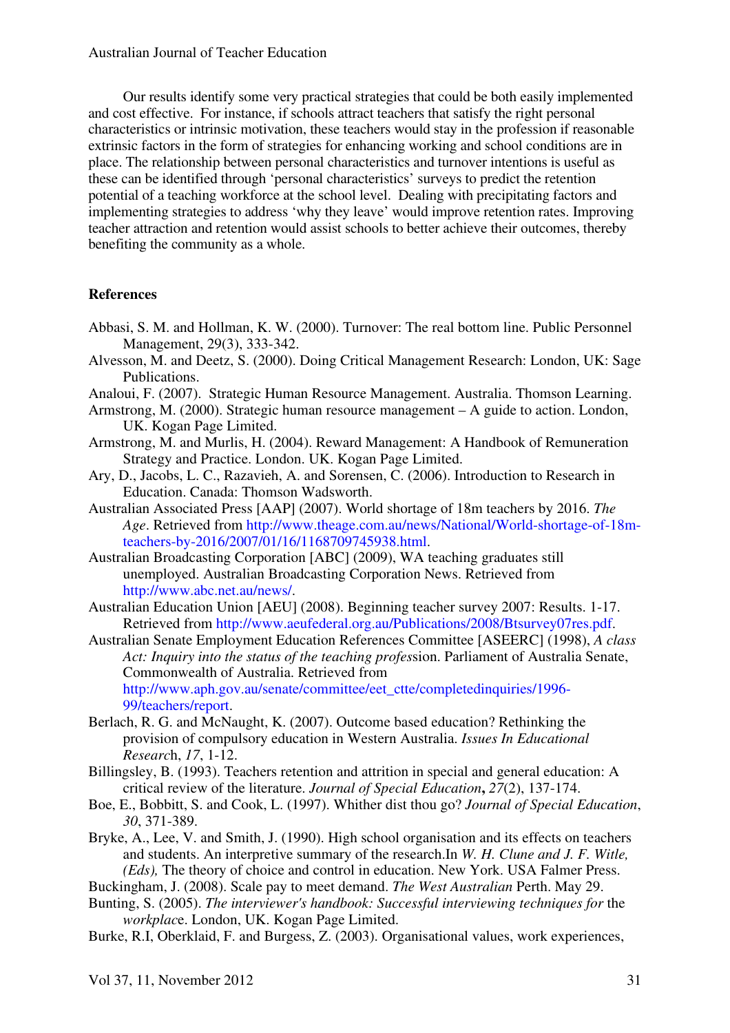Our results identify some very practical strategies that could be both easily implemented and cost effective. For instance, if schools attract teachers that satisfy the right personal characteristics or intrinsic motivation, these teachers would stay in the profession if reasonable extrinsic factors in the form of strategies for enhancing working and school conditions are in place. The relationship between personal characteristics and turnover intentions is useful as these can be identified through 'personal characteristics' surveys to predict the retention potential of a teaching workforce at the school level. Dealing with precipitating factors and implementing strategies to address 'why they leave' would improve retention rates. Improving teacher attraction and retention would assist schools to better achieve their outcomes, thereby benefiting the community as a whole.

## References

Abbasi, S. M. and Hollman, K. W. (2000). Turnover: The real bottom line. Public Personnel Management, 29(3), 333-342.

Alvesson, M. and Deetz, S. (2000). Doing Critical Management Research: London, UK: Sage Publications.

Analoui, F. (2007). Strategic Human Resource Management. Australia. Thomson Learning.

Armstrong, M. (2000). Strategic human resource management – A guide to action. London, UK. Kogan Page Limited.

Armstrong, M. and Murlis, H. (2004). Reward Management: A Handbook of Remuneration Strategy and Practice. London. UK. Kogan Page Limited.

Ary, D., Jacobs, L. C., Razavieh, A. and Sorensen, C. (2006). Introduction to Research in Education. Canada: Thomson Wadsworth.

Australian Associated Press [AAP] (2007). World shortage of 18m teachers by 2016. *The Age*. Retrieved from http://www.theage.com.au/news/National/World-shortage-of-18m-teachers-by-2016/2007/01/16/1168709745938.html.

Australian Broadcasting Corporation [ABC] (2009), WA teaching graduates still unemployed. Australian Broadcasting Corporation News. Retrieved from http://www.abc.net.au/news/.

Australian Education Union [AEU] (2008). Beginning teacher survey 2007: Results. 1-17. Retrieved from http://www.aeufederal.org.au/Publications/2008/Btsurvey07res.pdf.

Australian Senate Employment Education References Committee [ASEERC] (1998), *A class Act: Inquiry into the status of the teaching profes*sion. Parliament of Australia Senate, Commonwealth of Australia. Retrieved from http://www.aph.gov.au/senate/committee/eet_ctte/completedinquiries/1996-99/teachers/report.

Berlach, R. G. and McNaught, K. (2007). Outcome based education? Rethinking the provision of compulsory education in Western Australia. *Issues In Educational Researc*h, *17*, 1-12.

Billingsley, B. (1993). Teachers retention and attrition in special and general education: A critical review of the literature. *Journal of Special Education***,** *27*(2), 137-174.

Boe, E., Bobbitt, S. and Cook, L. (1997). Whither dist thou go? *Journal of Special Education*, *30*, 371-389.

Bryke, A., Lee, V. and Smith, J. (1990). High school organisation and its effects on teachers and students. An interpretive summary of the research.In *W. H. Clune and J. F. Witle, (Eds),* The theory of choice and control in education. New York. USA Falmer Press.

Buckingham, J. (2008). Scale pay to meet demand. *The West Australian* Perth. May 29.

Bunting, S. (2005). *The interviewer's handbook: Successful interviewing techniques for* the *workplac*e. London, UK. Kogan Page Limited.

Burke, R.I, Oberklaid, F. and Burgess, Z. (2003). Organisational values, work experiences,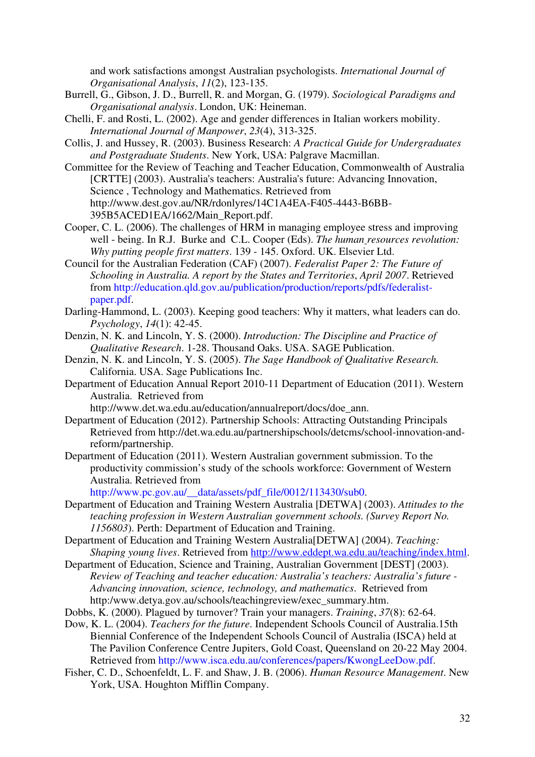and work satisfactions amongst Australian psychologists. *International Journal of Organisational Analysis*, *11*(2), 123-135.

Burrell, G., Gibson, J. D., Burrell, R. and Morgan, G. (1979). *Sociological Paradigms and Organisational analysis*. London, UK: Heineman.

Chelli, F. and Rosti, L. (2002). Age and gender differences in Italian workers mobility. *International Journal of Manpower*, *23*(4), 313-325.

Collis, J. and Hussey, R. (2003). Business Research: *A Practical Guide for Undergraduates and Postgraduate Students*. New York, USA: Palgrave Macmillan.

Committee for the Review of Teaching and Teacher Education, Commonwealth of Australia [CRTTE] (2003). Australia's teachers: Australia's future: Advancing Innovation, Science , Technology and Mathematics. Retrieved from http://www.dest.gov.au/NR/rdonlyres/14C1A4EA-F405-4443-B6BB-395B5ACED1EA/1662/Main_Report.pdf.

Cooper, C. L. (2006). The challenges of HRM in managing employee stress and improving well - being. In R.J. Burke and C.L. Cooper (Eds). *The human resources revolution: Why putting people first matters*. 139 - 145. Oxford. UK. Elsevier Ltd.

Council for the Australian Federation (CAF) (2007). *Federalist Paper 2: The Future of Schooling in Australia. A report by the States and Territories*, *April 2007*. Retrieved from http://education.qld.gov.au/publication/production/reports/pdfs/federalist-paper.pdf.

Darling-Hammond, L. (2003). Keeping good teachers: Why it matters, what leaders can do. *Psychology*, *14*(1): 42-45.

Denzin, N. K. and Lincoln, Y. S. (2000). *Introduction: The Discipline and Practice of Qualitative Research*. 1-28. Thousand Oaks. USA. SAGE Publication.

Denzin, N. K. and Lincoln, Y. S. (2005). *The Sage Handbook of Qualitative Research.* California. USA. Sage Publications Inc.

Department of Education Annual Report 2010-11 Department of Education (2011). Western Australia. Retrieved from http://www.det.wa.edu.au/education/annualreport/docs/doe_ann.

Department of Education (2012). Partnership Schools: Attracting Outstanding Principals Retrieved from http://det.wa.edu.au/partnershipschools/detcms/school-innovation-and-reform/partnership.

Department of Education (2011). Western Australian government submission. To the productivity commission's study of the schools workforce: Government of Western Australia. Retrieved from http://www.pc.gov.au/__data/assets/pdf_file/0012/113430/sub0.

Department of Education and Training Western Australia [DETWA] (2003). *Attitudes to the teaching profession in Western Australian government schools. (Survey Report No. 1156803*). Perth: Department of Education and Training.

Department of Education and Training Western Australia[DETWA] (2004). *Teaching: Shaping young lives*. Retrieved from http://www.eddept.wa.edu.au/teaching/index.html.

Department of Education, Science and Training, Australian Government [DEST] (2003). *Review of Teaching and teacher education: Australia's teachers: Australia's future - Advancing innovation, science, technology, and mathematics*. Retrieved from http:/www.detya.gov.au/schools/teachingreview/exec_summary.htm.

Dobbs, K. (2000). Plagued by turnover? Train your managers. *Training*, *37*(8): 62-64.

Dow, K. L. (2004). *Teachers for the future*. Independent Schools Council of Australia.15th Biennial Conference of the Independent Schools Council of Australia (ISCA) held at The Pavilion Conference Centre Jupiters, Gold Coast, Queensland on 20-22 May 2004. Retrieved from http://www.isca.edu.au/conferences/papers/KwongLeeDow.pdf.

Fisher, C. D., Schoenfeldt, L. F. and Shaw, J. B. (2006). *Human Resource Management*. New York, USA. Houghton Mifflin Company.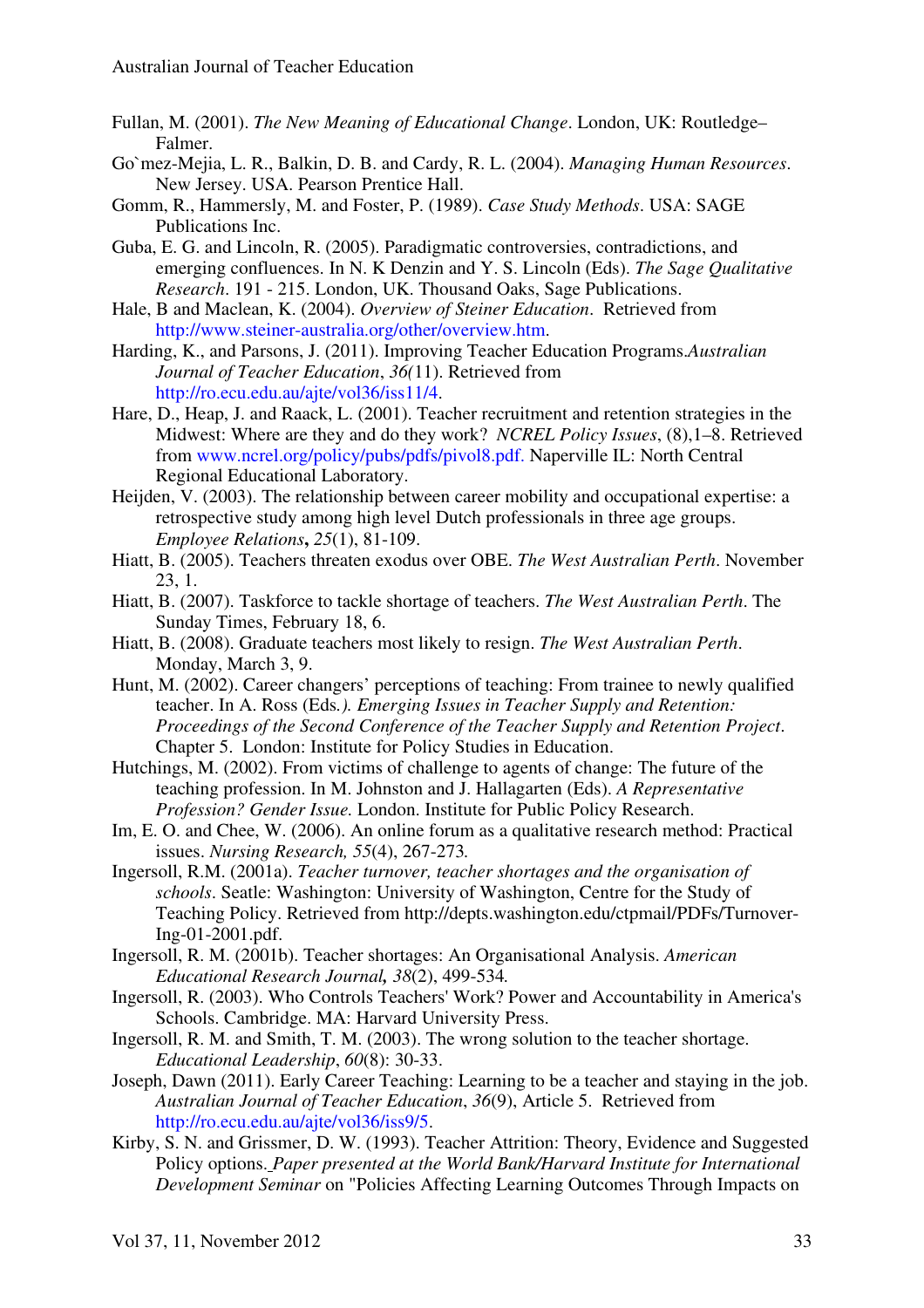Fullan, M. (2001). *The New Meaning of Educational Change*. London, UK: Routledge–Falmer.

Go`mez-Mejia, L. R., Balkin, D. B. and Cardy, R. L. (2004). *Managing Human Resources*. New Jersey. USA. Pearson Prentice Hall.

Gomm, R., Hammersly, M. and Foster, P. (1989). *Case Study Methods*. USA: SAGE Publications Inc.

Guba, E. G. and Lincoln, R. (2005). Paradigmatic controversies, contradictions, and emerging confluences. In N. K Denzin and Y. S. Lincoln (Eds). *The Sage Qualitative Research*. 191 - 215. London, UK. Thousand Oaks, Sage Publications.

Hale, B and Maclean, K. (2004). *Overview of Steiner Education*. Retrieved from http://www.steiner-australia.org/other/overview.htm.

Harding, K., and Parsons, J. (2011). Improving Teacher Education Programs.*Australian Journal of Teacher Education*, *36*(11). Retrieved from http://ro.ecu.edu.au/ajte/vol36/iss11/4.

Hare, D., Heap, J. and Raack, L. (2001). Teacher recruitment and retention strategies in the Midwest: Where are they and do they work? *NCREL Policy Issues*, (8),1–8. Retrieved from www.ncrel.org/policy/pubs/pdfs/pivol8.pdf. Naperville IL: North Central Regional Educational Laboratory.

Heijden, V. (2003). The relationship between career mobility and occupational expertise: a retrospective study among high level Dutch professionals in three age groups. *Employee Relations*, *25*(1), 81-109.

Hiatt, B. (2005). Teachers threaten exodus over OBE. *The West Australian Perth*. November 23, 1.

Hiatt, B. (2007). Taskforce to tackle shortage of teachers. *The West Australian Perth*. The Sunday Times, February 18, 6.

Hiatt, B. (2008). Graduate teachers most likely to resign. *The West Australian Perth*. Monday, March 3, 9.

Hunt, M. (2002). Career changers' perceptions of teaching: From trainee to newly qualified teacher. In A. Ross (Eds*.). Emerging Issues in Teacher Supply and Retention: Proceedings of the Second Conference of the Teacher Supply and Retention Project*. Chapter 5. London: Institute for Policy Studies in Education.

Hutchings, M. (2002). From victims of challenge to agents of change: The future of the teaching profession. In M. Johnston and J. Hallagarten (Eds). *A Representative Profession? Gender Issue.* London. Institute for Public Policy Research.

Im, E. O. and Chee, W. (2006). An online forum as a qualitative research method: Practical issues. *Nursing Research, 55*(4), 267-273*.*

Ingersoll, R.M. (2001a). *Teacher turnover, teacher shortages and the organisation of schools*. Seatle: Washington: University of Washington, Centre for the Study of Teaching Policy. Retrieved from http://depts.washington.edu/ctpmail/PDFs/Turnover-Ing-01-2001.pdf.

Ingersoll, R. M. (2001b). Teacher shortages: An Organisational Analysis. *American Educational Research Journal, 38*(2), 499-534*.*

Ingersoll, R. (2003). Who Controls Teachers' Work? Power and Accountability in America's Schools. Cambridge. MA: Harvard University Press.

Ingersoll, R. M. and Smith, T. M. (2003). The wrong solution to the teacher shortage. *Educational Leadership*, *60*(8): 30-33.

Joseph, Dawn (2011). Early Career Teaching: Learning to be a teacher and staying in the job. *Australian Journal of Teacher Education*, *36*(9), Article 5. Retrieved from http://ro.ecu.edu.au/ajte/vol36/iss9/5.

Kirby, S. N. and Grissmer, D. W. (1993). Teacher Attrition: Theory, Evidence and Suggested Policy options. *Paper presented at the World Bank/Harvard Institute for International Development Seminar* on "Policies Affecting Learning Outcomes Through Impacts on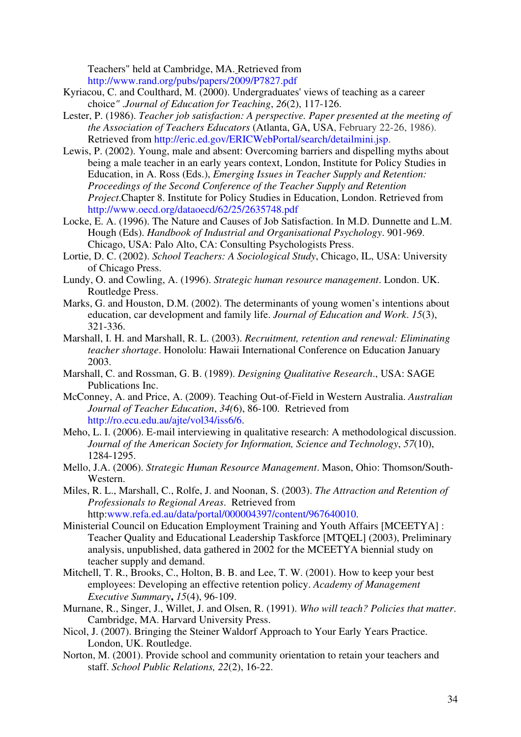Teachers" held at Cambridge, MA. Retrieved from http://www.rand.org/pubs/papers/2009/P7827.pdf

Kyriacou, C. and Coulthard, M. (2000). Undergraduates' views of teaching as a career choice" .*Journal of Education for Teaching*, *26*(2), 117-126.

Lester, P. (1986). *Teacher job satisfaction: A perspective. Paper presented at the meeting of the Association of Teachers Educators* (Atlanta, GA, USA, February 22-26, 1986). Retrieved from http://eric.ed.gov/ERICWebPortal/search/detailmini.jsp.

Lewis, P. (2002). Young, male and absent: Overcoming barriers and dispelling myths about being a male teacher in an early years context, London, Institute for Policy Studies in Education, in A. Ross (Eds.), *Emerging Issues in Teacher Supply and Retention: Proceedings of the Second Conference of the Teacher Supply and Retention Project*.Chapter 8. Institute for Policy Studies in Education, London. Retrieved from http://www.oecd.org/dataoecd/62/25/2635748.pdf

Locke, E. A. (1996). The Nature and Causes of Job Satisfaction. In M.D. Dunnette and L.M. Hough (Eds). *Handbook of Industrial and Organisational Psychology*. 901-969. Chicago, USA: Palo Alto, CA: Consulting Psychologists Press.

Lortie, D. C. (2002). *School Teachers: A Sociological Study*, Chicago, IL, USA: University of Chicago Press.

Lundy, O. and Cowling, A. (1996). *Strategic human resource management*. London. UK. Routledge Press.

Marks, G. and Houston, D.M. (2002). The determinants of young women's intentions about education, car development and family life. *Journal of Education and Work*. *15*(3), 321-336.

Marshall, I. H. and Marshall, R. L. (2003). *Recruitment, retention and renewal: Eliminating teacher shortage*. Honolulu: Hawaii International Conference on Education January 2003.

Marshall, C. and Rossman, G. B. (1989). *Designing Qualitative Research*., USA: SAGE Publications Inc.

McConney, A. and Price, A. (2009). Teaching Out-of-Field in Western Australia. *Australian Journal of Teacher Education*, *34*(6), 86-100. Retrieved from http://ro.ecu.edu.au/ajte/vol34/iss6/6.

Meho, L. I. (2006). E-mail interviewing in qualitative research: A methodological discussion. *Journal of the American Society for Information, Science and Technology*, *57*(10), 1284-1295.

Mello, J.A. (2006). *Strategic Human Resource Management*. Mason, Ohio: Thomson/South-Western.

Miles, R. L., Marshall, C., Rolfe, J. and Noonan, S. (2003). *The Attraction and Retention of Professionals to Regional Areas*. Retrieved from http:www.refa.ed.au/data/portal/000004397/content/967640010.

Ministerial Council on Education Employment Training and Youth Affairs [MCEETYA] : Teacher Quality and Educational Leadership Taskforce [MTQEL] (2003), Preliminary analysis, unpublished, data gathered in 2002 for the MCEETYA biennial study on teacher supply and demand.

Mitchell, T. R., Brooks, C., Holton, B. B. and Lee, T. W. (2001). How to keep your best employees: Developing an effective retention policy. *Academy of Management Executive Summary*, *15*(4), 96-109.

Murnane, R., Singer, J., Willet, J. and Olsen, R. (1991). *Who will teach? Policies that matter*. Cambridge, MA. Harvard University Press.

Nicol, J. (2007). Bringing the Steiner Waldorf Approach to Your Early Years Practice. London, UK. Routledge.

Norton, M. (2001). Provide school and community orientation to retain your teachers and staff. *School Public Relations, 22*(2), 16-22.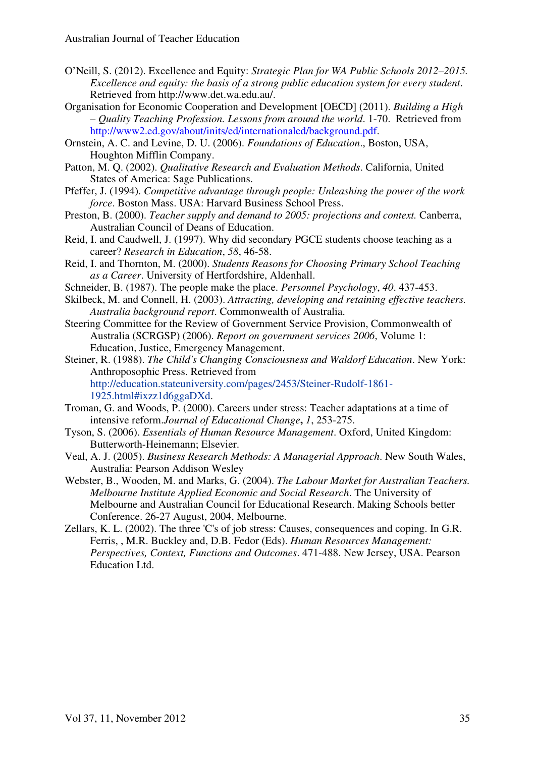O'Neill, S. (2012). Excellence and Equity: *Strategic Plan for WA Public Schools 2012–2015. Excellence and equity: the basis of a strong public education system for every student*. Retrieved from http://www.det.wa.edu.au/.

Organisation for Economic Cooperation and Development [OECD] (2011). *Building a High – Quality Teaching Profession. Lessons from around the world*. 1-70. Retrieved from http://www2.ed.gov/about/inits/ed/internationaled/background.pdf.

Ornstein, A. C. and Levine, D. U. (2006). *Foundations of Education*., Boston, USA, Houghton Mifflin Company.

Patton, M. Q. (2002). *Qualitative Research and Evaluation Methods*. California, United States of America: Sage Publications.

Pfeffer, J. (1994). *Competitive advantage through people: Unleashing the power of the work force*. Boston Mass. USA: Harvard Business School Press.

Preston, B. (2000). *Teacher supply and demand to 2005: projections and context.* Canberra, Australian Council of Deans of Education.

Reid, I. and Caudwell, J. (1997). Why did secondary PGCE students choose teaching as a career? *Research in Education*, *58*, 46-58.

Reid, I. and Thornton, M. (2000). *Students Reasons for Choosing Primary School Teaching as a Career*. University of Hertfordshire, Aldenhall.

Schneider, B. (1987). The people make the place. *Personnel Psychology*, *40*. 437-453.

Skilbeck, M. and Connell, H. (2003). *Attracting, developing and retaining effective teachers. Australia background report*. Commonwealth of Australia.

Steering Committee for the Review of Government Service Provision, Commonwealth of Australia (SCRGSP) (2006). *Report on government services 2006*, Volume 1: Education, Justice, Emergency Management.

Steiner, R. (1988). *The Child's Changing Consciousness and Waldorf Education*. New York: Anthroposophic Press. Retrieved from http://education.stateuniversity.com/pages/2453/Steiner-Rudolf-1861-1925.html#ixzz1d6ggaDXd.

Troman, G. and Woods, P. (2000). Careers under stress: Teacher adaptations at a time of intensive reform.*Journal of Educational Change*, *1*, 253-275.

Tyson, S. (2006). *Essentials of Human Resource Management*. Oxford, United Kingdom: Butterworth-Heinemann; Elsevier.

Veal, A. J. (2005). *Business Research Methods: A Managerial Approach*. New South Wales, Australia: Pearson Addison Wesley

Webster, B., Wooden, M. and Marks, G. (2004). *The Labour Market for Australian Teachers. Melbourne Institute Applied Economic and Social Research*. The University of Melbourne and Australian Council for Educational Research. Making Schools better Conference. 26-27 August, 2004, Melbourne.

Zellars, K. L. (2002). The three 'C's of job stress: Causes, consequences and coping. In G.R. Ferris, , M.R. Buckley and, D.B. Fedor (Eds). *Human Resources Management: Perspectives, Context, Functions and Outcomes*. 471-488. New Jersey, USA. Pearson Education Ltd.